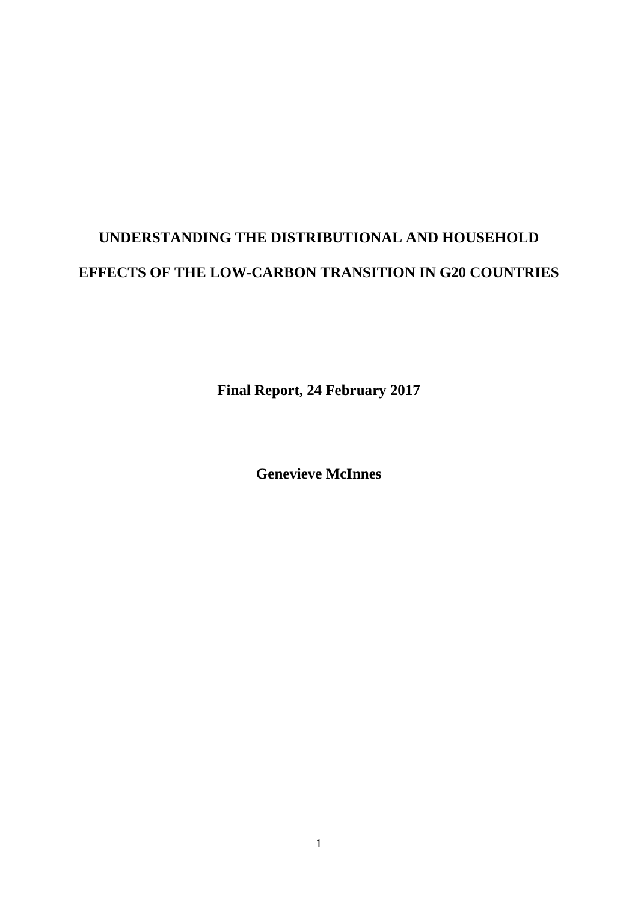# UNDERSTANDING THE DISTRIBUTIONAL AND HOUSEHOLD EFFECTS OF THE LOW-CARBON TRANSITION IN G20 COUNTRIES

**Final Report, 24 February 2017**

**Genevieve McInnes**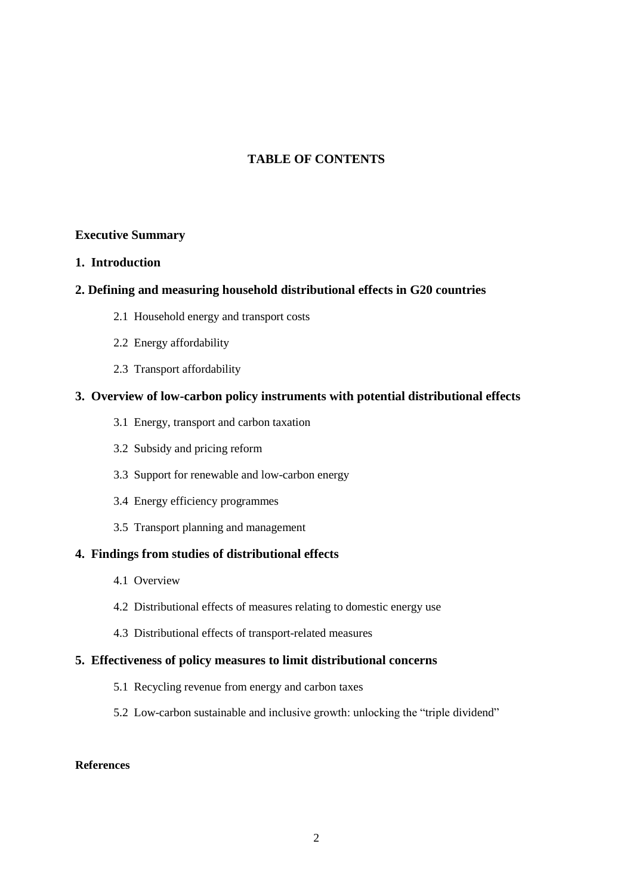# TABLE OF CONTENTS

**Executive Summary**

**1. Introduction**

**2. Defining and measuring household distributional effects in G20 countries**

- 2.1 Household energy and transport costs
- 2.2 Energy affordability
- 2.3 Transport affordability

**3. Overview of low-carbon policy instruments with potential distributional effects**

- 3.1 Energy, transport and carbon taxation
- 3.2 Subsidy and pricing reform
- 3.3 Support for renewable and low-carbon energy
- 3.4 Energy efficiency programmes
- 3.5 Transport planning and management

**4. Findings from studies of distributional effects**

- 4.1 Overview
- 4.2 Distributional effects of measures relating to domestic energy use
- 4.3 Distributional effects of transport-related measures

**5. Effectiveness of policy measures to limit distributional concerns**

- 5.1 Recycling revenue from energy and carbon taxes
- 5.2 Low-carbon sustainable and inclusive growth: unlocking the "triple dividend"

**References**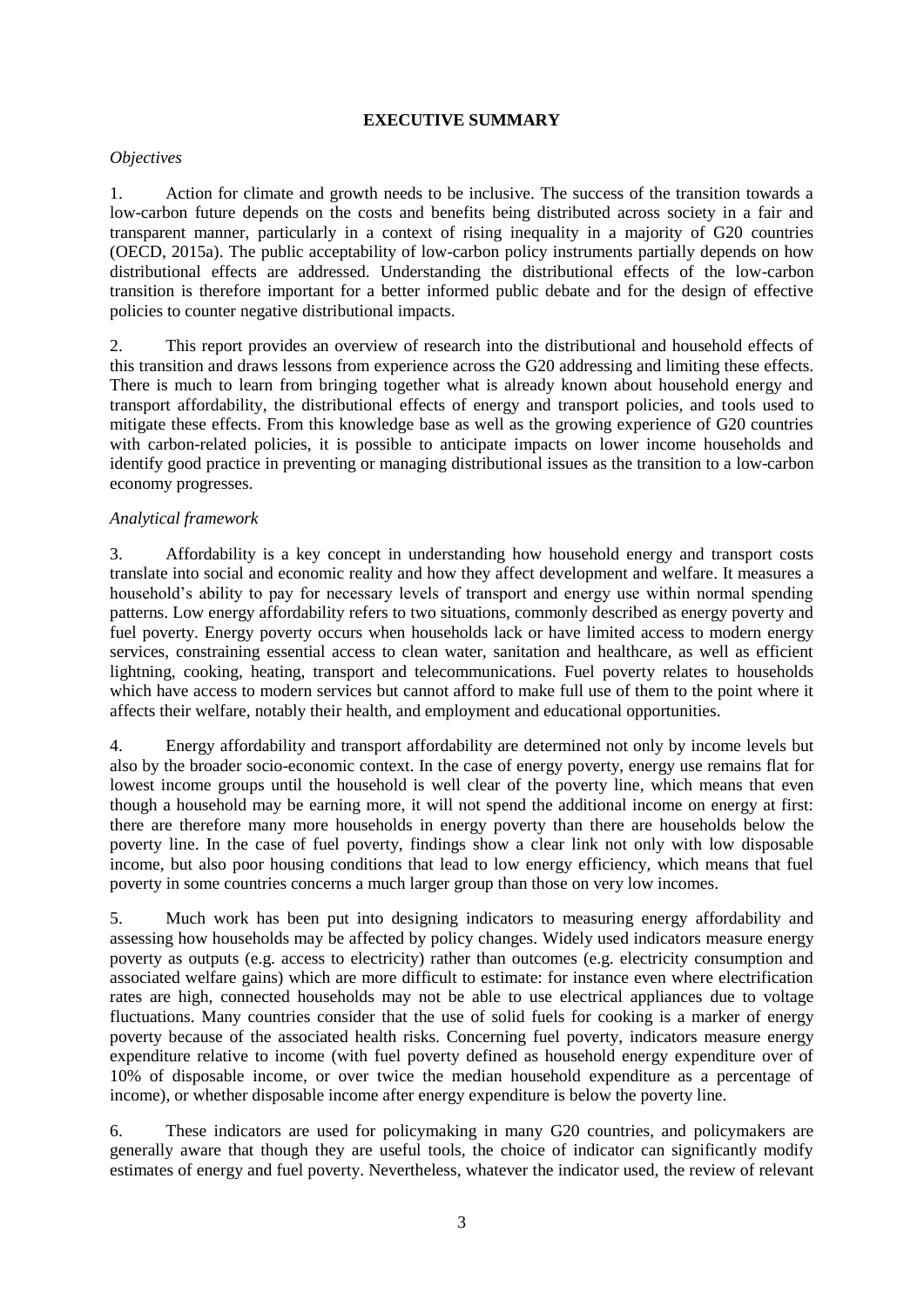# EXECUTIVE SUMMARY

*Objectives*

1. Action for climate and growth needs to be inclusive. The success of the transition towards a low-carbon future depends on the costs and benefits being distributed across society in a fair and transparent manner, particularly in a context of rising inequality in a majority of G20 countries (OECD, 2015a). The public acceptability of low-carbon policy instruments partially depends on how distributional effects are addressed. Understanding the distributional effects of the low-carbon transition is therefore important for a better informed public debate and for the design of effective policies to counter negative distributional impacts.

2. This report provides an overview of research into the distributional and household effects of this transition and draws lessons from experience across the G20 addressing and limiting these effects. There is much to learn from bringing together what is already known about household energy and transport affordability, the distributional effects of energy and transport policies, and tools used to mitigate these effects. From this knowledge base as well as the growing experience of G20 countries with carbon-related policies, it is possible to anticipate impacts on lower income households and identify good practice in preventing or managing distributional issues as the transition to a low-carbon economy progresses.

*Analytical framework*

3. Affordability is a key concept in understanding how household energy and transport costs translate into social and economic reality and how they affect development and welfare. It measures a household's ability to pay for necessary levels of transport and energy use within normal spending patterns. Low energy affordability refers to two situations, commonly described as energy poverty and fuel poverty. Energy poverty occurs when households lack or have limited access to modern energy services, constraining essential access to clean water, sanitation and healthcare, as well as efficient lightning, cooking, heating, transport and telecommunications. Fuel poverty relates to households which have access to modern services but cannot afford to make full use of them to the point where it affects their welfare, notably their health, and employment and educational opportunities.

4. Energy affordability and transport affordability are determined not only by income levels but also by the broader socio-economic context. In the case of energy poverty, energy use remains flat for lowest income groups until the household is well clear of the poverty line, which means that even though a household may be earning more, it will not spend the additional income on energy at first: there are therefore many more households in energy poverty than there are households below the poverty line. In the case of fuel poverty, findings show a clear link not only with low disposable income, but also poor housing conditions that lead to low energy efficiency, which means that fuel poverty in some countries concerns a much larger group than those on very low incomes.

5. Much work has been put into designing indicators to measuring energy affordability and assessing how households may be affected by policy changes. Widely used indicators measure energy poverty as outputs (e.g. access to electricity) rather than outcomes (e.g. electricity consumption and associated welfare gains) which are more difficult to estimate: for instance even where electrification rates are high, connected households may not be able to use electrical appliances due to voltage fluctuations. Many countries consider that the use of solid fuels for cooking is a marker of energy poverty because of the associated health risks. Concerning fuel poverty, indicators measure energy expenditure relative to income (with fuel poverty defined as household energy expenditure over of 10% of disposable income, or over twice the median household expenditure as a percentage of income), or whether disposable income after energy expenditure is below the poverty line.

6. These indicators are used for policymaking in many G20 countries, and policymakers are generally aware that though they are useful tools, the choice of indicator can significantly modify estimates of energy and fuel poverty. Nevertheless, whatever the indicator used, the review of relevant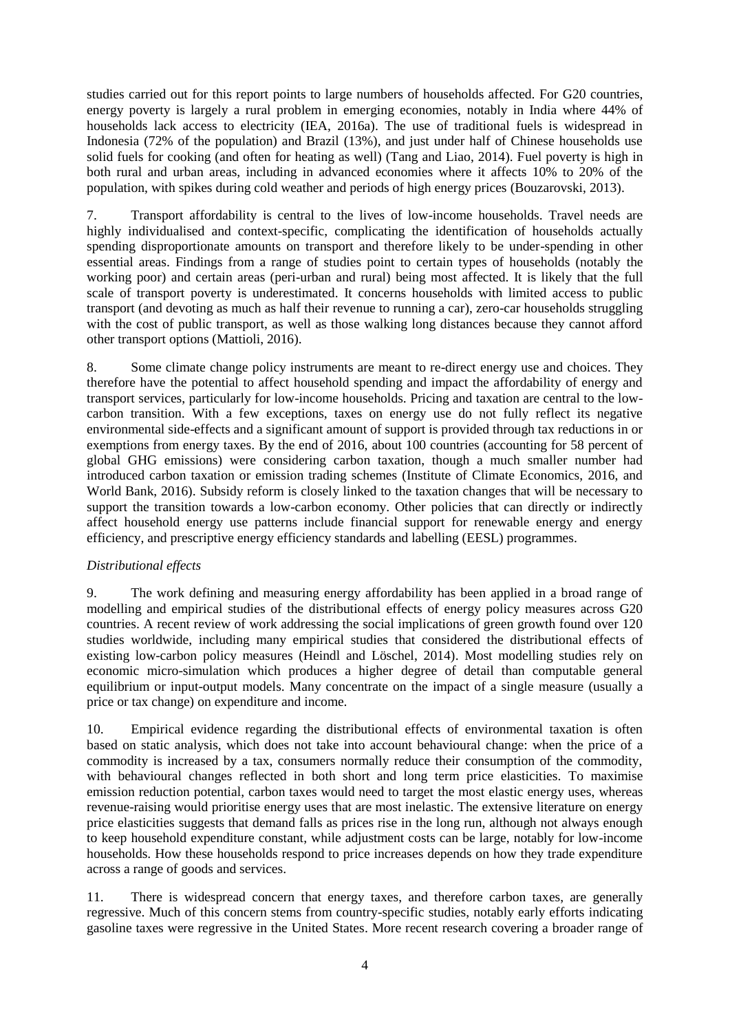studies carried out for this report points to large numbers of households affected. For G20 countries, energy poverty is largely a rural problem in emerging economies, notably in India where 44% of households lack access to electricity (IEA, 2016a). The use of traditional fuels is widespread in Indonesia (72% of the population) and Brazil (13%), and just under half of Chinese households use solid fuels for cooking (and often for heating as well) (Tang and Liao, 2014). Fuel poverty is high in both rural and urban areas, including in advanced economies where it affects 10% to 20% of the population, with spikes during cold weather and periods of high energy prices (Bouzarovski, 2013).

7. Transport affordability is central to the lives of low-income households. Travel needs are highly individualised and context-specific, complicating the identification of households actually spending disproportionate amounts on transport and therefore likely to be under-spending in other essential areas. Findings from a range of studies point to certain types of households (notably the working poor) and certain areas (peri-urban and rural) being most affected. It is likely that the full scale of transport poverty is underestimated. It concerns households with limited access to public transport (and devoting as much as half their revenue to running a car), zero-car households struggling with the cost of public transport, as well as those walking long distances because they cannot afford other transport options (Mattioli, 2016).

8. Some climate change policy instruments are meant to re-direct energy use and choices. They therefore have the potential to affect household spending and impact the affordability of energy and transport services, particularly for low-income households. Pricing and taxation are central to the low-carbon transition. With a few exceptions, taxes on energy use do not fully reflect its negative environmental side-effects and a significant amount of support is provided through tax reductions in or exemptions from energy taxes. By the end of 2016, about 100 countries (accounting for 58 percent of global GHG emissions) were considering carbon taxation, though a much smaller number had introduced carbon taxation or emission trading schemes (Institute of Climate Economics, 2016, and World Bank, 2016). Subsidy reform is closely linked to the taxation changes that will be necessary to support the transition towards a low-carbon economy. Other policies that can directly or indirectly affect household energy use patterns include financial support for renewable energy and energy efficiency, and prescriptive energy efficiency standards and labelling (EESL) programmes.

*Distributional effects*

9. The work defining and measuring energy affordability has been applied in a broad range of modelling and empirical studies of the distributional effects of energy policy measures across G20 countries. A recent review of work addressing the social implications of green growth found over 120 studies worldwide, including many empirical studies that considered the distributional effects of existing low-carbon policy measures (Heindl and Löschel, 2014). Most modelling studies rely on economic micro-simulation which produces a higher degree of detail than computable general equilibrium or input-output models. Many concentrate on the impact of a single measure (usually a price or tax change) on expenditure and income.

10. Empirical evidence regarding the distributional effects of environmental taxation is often based on static analysis, which does not take into account behavioural change: when the price of a commodity is increased by a tax, consumers normally reduce their consumption of the commodity, with behavioural changes reflected in both short and long term price elasticities. To maximise emission reduction potential, carbon taxes would need to target the most elastic energy uses, whereas revenue-raising would prioritise energy uses that are most inelastic. The extensive literature on energy price elasticities suggests that demand falls as prices rise in the long run, although not always enough to keep household expenditure constant, while adjustment costs can be large, notably for low-income households. How these households respond to price increases depends on how they trade expenditure across a range of goods and services.

11. There is widespread concern that energy taxes, and therefore carbon taxes, are generally regressive. Much of this concern stems from country-specific studies, notably early efforts indicating gasoline taxes were regressive in the United States. More recent research covering a broader range of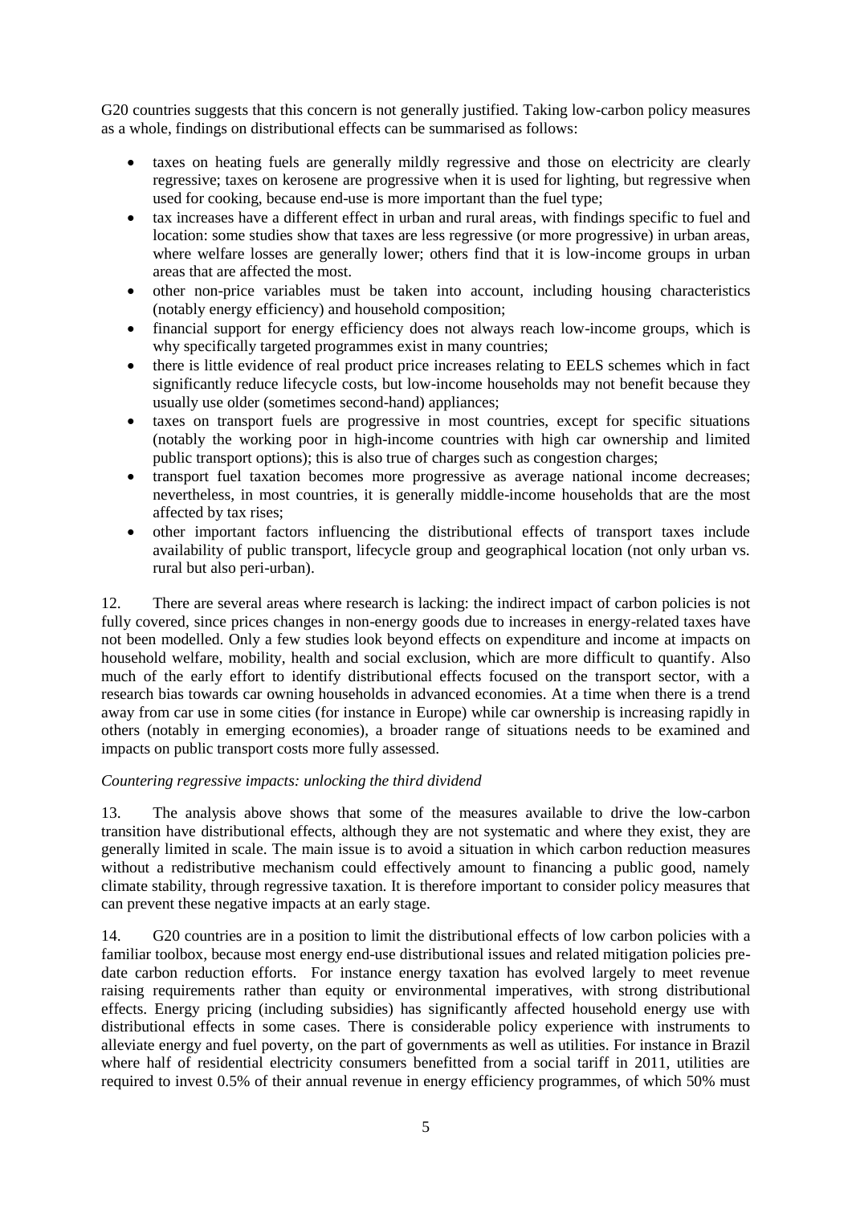G20 countries suggests that this concern is not generally justified. Taking low-carbon policy measures as a whole, findings on distributional effects can be summarised as follows:

- taxes on heating fuels are generally mildly regressive and those on electricity are clearly regressive; taxes on kerosene are progressive when it is used for lighting, but regressive when used for cooking, because end-use is more important than the fuel type;
- tax increases have a different effect in urban and rural areas, with findings specific to fuel and location: some studies show that taxes are less regressive (or more progressive) in urban areas, where welfare losses are generally lower; others find that it is low-income groups in urban areas that are affected the most.
- other non-price variables must be taken into account, including housing characteristics (notably energy efficiency) and household composition;
- financial support for energy efficiency does not always reach low-income groups, which is why specifically targeted programmes exist in many countries;
- there is little evidence of real product price increases relating to EELS schemes which in fact significantly reduce lifecycle costs, but low-income households may not benefit because they usually use older (sometimes second-hand) appliances;
- taxes on transport fuels are progressive in most countries, except for specific situations (notably the working poor in high-income countries with high car ownership and limited public transport options); this is also true of charges such as congestion charges;
- transport fuel taxation becomes more progressive as average national income decreases; nevertheless, in most countries, it is generally middle-income households that are the most affected by tax rises;
- other important factors influencing the distributional effects of transport taxes include availability of public transport, lifecycle group and geographical location (not only urban vs. rural but also peri-urban).

12. There are several areas where research is lacking: the indirect impact of carbon policies is not fully covered, since prices changes in non-energy goods due to increases in energy-related taxes have not been modelled. Only a few studies look beyond effects on expenditure and income at impacts on household welfare, mobility, health and social exclusion, which are more difficult to quantify. Also much of the early effort to identify distributional effects focused on the transport sector, with a research bias towards car owning households in advanced economies. At a time when there is a trend away from car use in some cities (for instance in Europe) while car ownership is increasing rapidly in others (notably in emerging economies), a broader range of situations needs to be examined and impacts on public transport costs more fully assessed.

*Countering regressive impacts: unlocking the third dividend*

13. The analysis above shows that some of the measures available to drive the low-carbon transition have distributional effects, although they are not systematic and where they exist, they are generally limited in scale. The main issue is to avoid a situation in which carbon reduction measures without a redistributive mechanism could effectively amount to financing a public good, namely climate stability, through regressive taxation. It is therefore important to consider policy measures that can prevent these negative impacts at an early stage.

14. G20 countries are in a position to limit the distributional effects of low carbon policies with a familiar toolbox, because most energy end-use distributional issues and related mitigation policies pre-date carbon reduction efforts. For instance energy taxation has evolved largely to meet revenue raising requirements rather than equity or environmental imperatives, with strong distributional effects. Energy pricing (including subsidies) has significantly affected household energy use with distributional effects in some cases. There is considerable policy experience with instruments to alleviate energy and fuel poverty, on the part of governments as well as utilities. For instance in Brazil where half of residential electricity consumers benefitted from a social tariff in 2011, utilities are required to invest 0.5% of their annual revenue in energy efficiency programmes, of which 50% must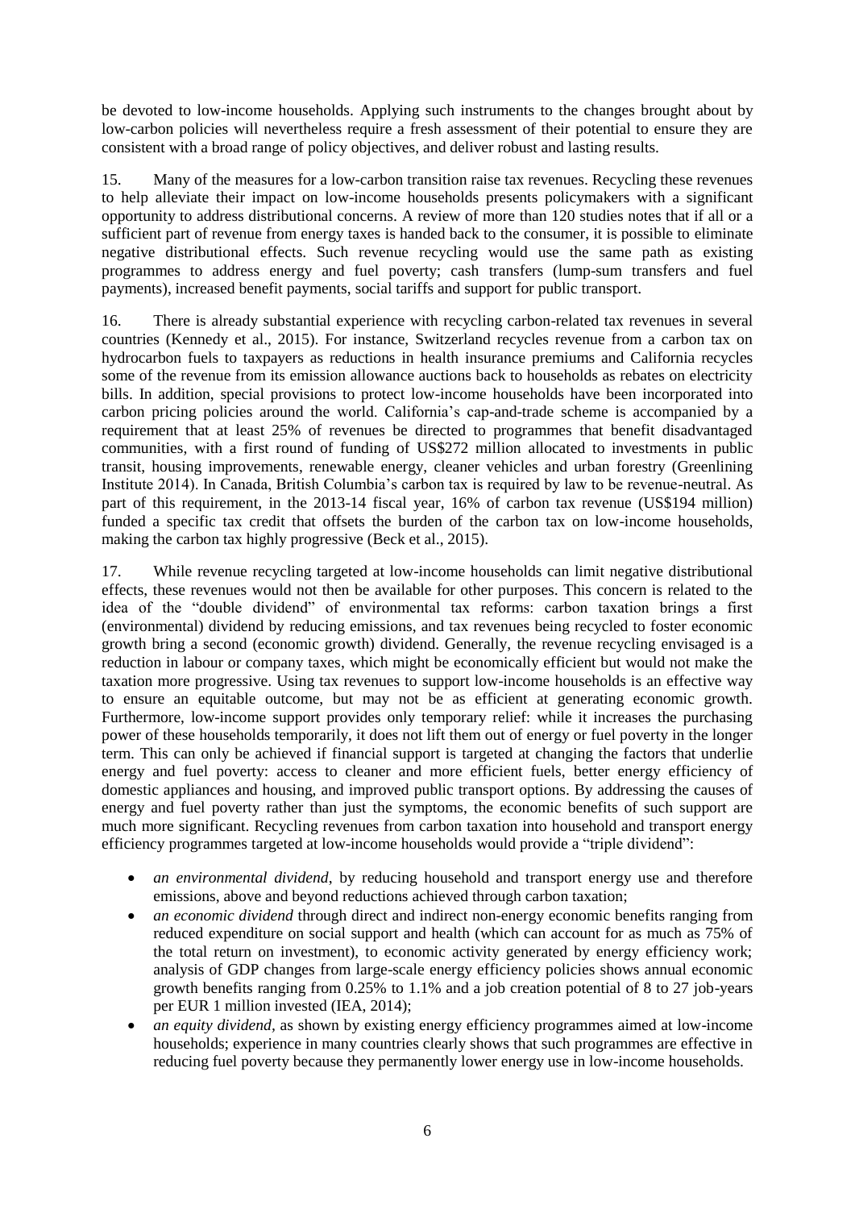be devoted to low-income households. Applying such instruments to the changes brought about by low-carbon policies will nevertheless require a fresh assessment of their potential to ensure they are consistent with a broad range of policy objectives, and deliver robust and lasting results.

15. Many of the measures for a low-carbon transition raise tax revenues. Recycling these revenues to help alleviate their impact on low-income households presents policymakers with a significant opportunity to address distributional concerns. A review of more than 120 studies notes that if all or a sufficient part of revenue from energy taxes is handed back to the consumer, it is possible to eliminate negative distributional effects. Such revenue recycling would use the same path as existing programmes to address energy and fuel poverty; cash transfers (lump-sum transfers and fuel payments), increased benefit payments, social tariffs and support for public transport.

16. There is already substantial experience with recycling carbon-related tax revenues in several countries (Kennedy et al., 2015). For instance, Switzerland recycles revenue from a carbon tax on hydrocarbon fuels to taxpayers as reductions in health insurance premiums and California recycles some of the revenue from its emission allowance auctions back to households as rebates on electricity bills. In addition, special provisions to protect low-income households have been incorporated into carbon pricing policies around the world. California's cap-and-trade scheme is accompanied by a requirement that at least 25% of revenues be directed to programmes that benefit disadvantaged communities, with a first round of funding of US$272 million allocated to investments in public transit, housing improvements, renewable energy, cleaner vehicles and urban forestry (Greenlining Institute 2014). In Canada, British Columbia's carbon tax is required by law to be revenue-neutral. As part of this requirement, in the 2013-14 fiscal year, 16% of carbon tax revenue (US$194 million) funded a specific tax credit that offsets the burden of the carbon tax on low-income households, making the carbon tax highly progressive (Beck et al., 2015).

17. While revenue recycling targeted at low-income households can limit negative distributional effects, these revenues would not then be available for other purposes. This concern is related to the idea of the "double dividend" of environmental tax reforms: carbon taxation brings a first (environmental) dividend by reducing emissions, and tax revenues being recycled to foster economic growth bring a second (economic growth) dividend. Generally, the revenue recycling envisaged is a reduction in labour or company taxes, which might be economically efficient but would not make the taxation more progressive. Using tax revenues to support low-income households is an effective way to ensure an equitable outcome, but may not be as efficient at generating economic growth. Furthermore, low-income support provides only temporary relief: while it increases the purchasing power of these households temporarily, it does not lift them out of energy or fuel poverty in the longer term. This can only be achieved if financial support is targeted at changing the factors that underlie energy and fuel poverty: access to cleaner and more efficient fuels, better energy efficiency of domestic appliances and housing, and improved public transport options. By addressing the causes of energy and fuel poverty rather than just the symptoms, the economic benefits of such support are much more significant. Recycling revenues from carbon taxation into household and transport energy efficiency programmes targeted at low-income households would provide a "triple dividend":

- *an environmental dividend*, by reducing household and transport energy use and therefore emissions, above and beyond reductions achieved through carbon taxation;
- *an economic dividend* through direct and indirect non-energy economic benefits ranging from reduced expenditure on social support and health (which can account for as much as 75% of the total return on investment), to economic activity generated by energy efficiency work; analysis of GDP changes from large-scale energy efficiency policies shows annual economic growth benefits ranging from 0.25% to 1.1% and a job creation potential of 8 to 27 job-years per EUR 1 million invested (IEA, 2014);
- *an equity dividend*, as shown by existing energy efficiency programmes aimed at low-income households; experience in many countries clearly shows that such programmes are effective in reducing fuel poverty because they permanently lower energy use in low-income households.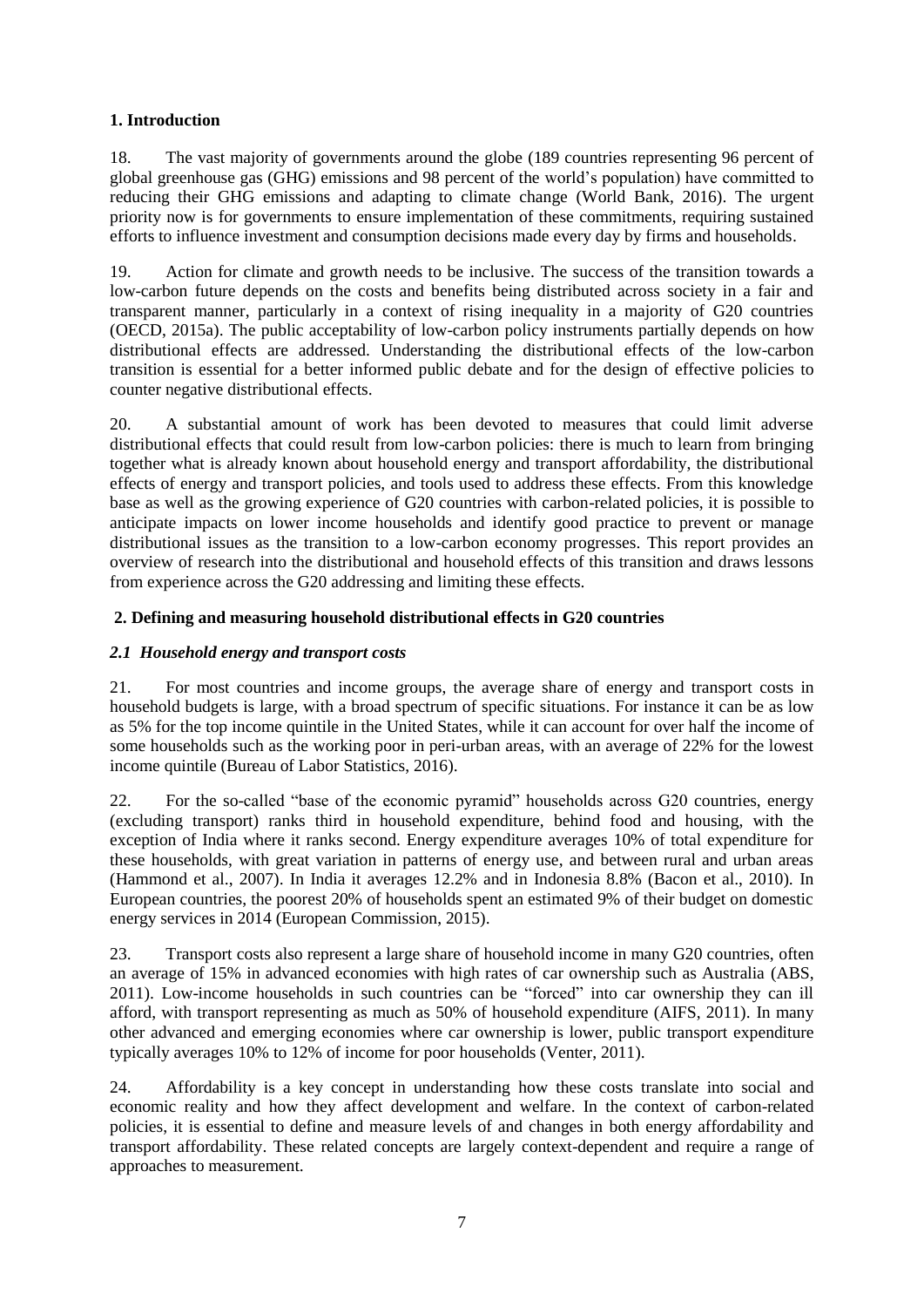## 1. Introduction

18. The vast majority of governments around the globe (189 countries representing 96 percent of global greenhouse gas (GHG) emissions and 98 percent of the world's population) have committed to reducing their GHG emissions and adapting to climate change (World Bank, 2016). The urgent priority now is for governments to ensure implementation of these commitments, requiring sustained efforts to influence investment and consumption decisions made every day by firms and households.

19. Action for climate and growth needs to be inclusive. The success of the transition towards a low-carbon future depends on the costs and benefits being distributed across society in a fair and transparent manner, particularly in a context of rising inequality in a majority of G20 countries (OECD, 2015a). The public acceptability of low-carbon policy instruments partially depends on how distributional effects are addressed. Understanding the distributional effects of the low-carbon transition is essential for a better informed public debate and for the design of effective policies to counter negative distributional effects.

20. A substantial amount of work has been devoted to measures that could limit adverse distributional effects that could result from low-carbon policies: there is much to learn from bringing together what is already known about household energy and transport affordability, the distributional effects of energy and transport policies, and tools used to address these effects. From this knowledge base as well as the growing experience of G20 countries with carbon-related policies, it is possible to anticipate impacts on lower income households and identify good practice to prevent or manage distributional issues as the transition to a low-carbon economy progresses. This report provides an overview of research into the distributional and household effects of this transition and draws lessons from experience across the G20 addressing and limiting these effects.

## 2. Defining and measuring household distributional effects in G20 countries

### *2.1 Household energy and transport costs*

21. For most countries and income groups, the average share of energy and transport costs in household budgets is large, with a broad spectrum of specific situations. For instance it can be as low as 5% for the top income quintile in the United States, while it can account for over half the income of some households such as the working poor in peri-urban areas, with an average of 22% for the lowest income quintile (Bureau of Labor Statistics, 2016).

22. For the so-called "base of the economic pyramid" households across G20 countries, energy (excluding transport) ranks third in household expenditure, behind food and housing, with the exception of India where it ranks second. Energy expenditure averages 10% of total expenditure for these households, with great variation in patterns of energy use, and between rural and urban areas (Hammond et al., 2007). In India it averages 12.2% and in Indonesia 8.8% (Bacon et al., 2010). In European countries, the poorest 20% of households spent an estimated 9% of their budget on domestic energy services in 2014 (European Commission, 2015).

23. Transport costs also represent a large share of household income in many G20 countries, often an average of 15% in advanced economies with high rates of car ownership such as Australia (ABS, 2011). Low-income households in such countries can be "forced" into car ownership they can ill afford, with transport representing as much as 50% of household expenditure (AIFS, 2011). In many other advanced and emerging economies where car ownership is lower, public transport expenditure typically averages 10% to 12% of income for poor households (Venter, 2011).

24. Affordability is a key concept in understanding how these costs translate into social and economic reality and how they affect development and welfare. In the context of carbon-related policies, it is essential to define and measure levels of and changes in both energy affordability and transport affordability. These related concepts are largely context-dependent and require a range of approaches to measurement.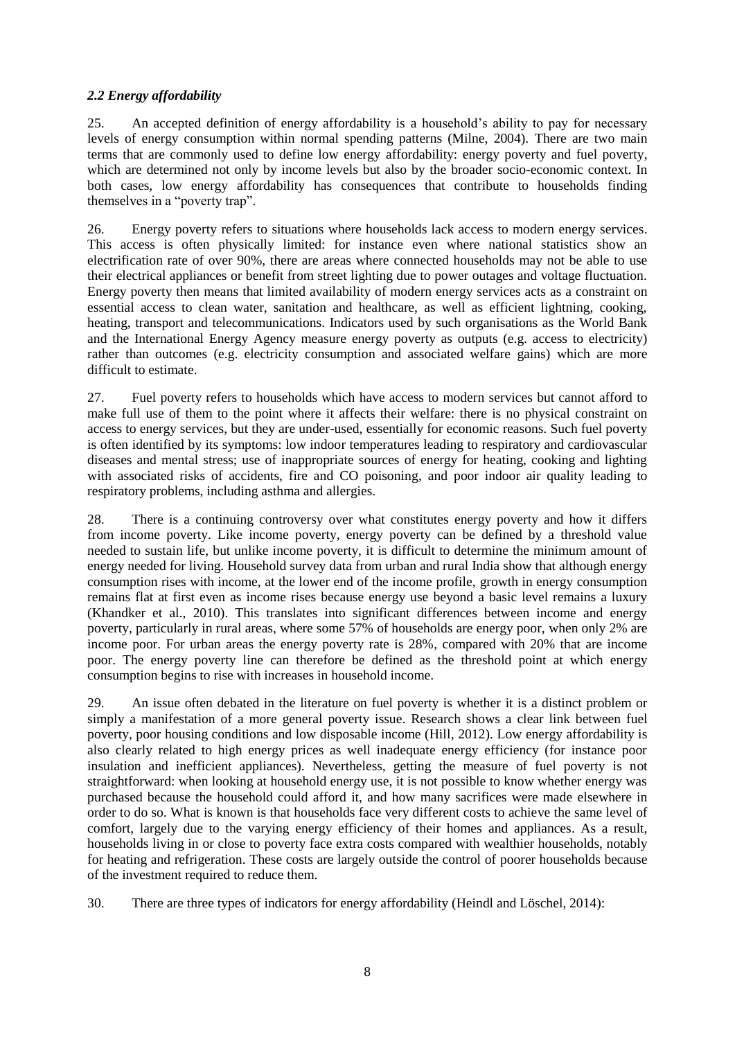### *2.2 Energy affordability*

25. An accepted definition of energy affordability is a household's ability to pay for necessary levels of energy consumption within normal spending patterns (Milne, 2004). There are two main terms that are commonly used to define low energy affordability: energy poverty and fuel poverty, which are determined not only by income levels but also by the broader socio-economic context. In both cases, low energy affordability has consequences that contribute to households finding themselves in a "poverty trap".

26. Energy poverty refers to situations where households lack access to modern energy services. This access is often physically limited: for instance even where national statistics show an electrification rate of over 90%, there are areas where connected households may not be able to use their electrical appliances or benefit from street lighting due to power outages and voltage fluctuation. Energy poverty then means that limited availability of modern energy services acts as a constraint on essential access to clean water, sanitation and healthcare, as well as efficient lightning, cooking, heating, transport and telecommunications. Indicators used by such organisations as the World Bank and the International Energy Agency measure energy poverty as outputs (e.g. access to electricity) rather than outcomes (e.g. electricity consumption and associated welfare gains) which are more difficult to estimate.

27. Fuel poverty refers to households which have access to modern services but cannot afford to make full use of them to the point where it affects their welfare: there is no physical constraint on access to energy services, but they are under-used, essentially for economic reasons. Such fuel poverty is often identified by its symptoms: low indoor temperatures leading to respiratory and cardiovascular diseases and mental stress; use of inappropriate sources of energy for heating, cooking and lighting with associated risks of accidents, fire and CO poisoning, and poor indoor air quality leading to respiratory problems, including asthma and allergies.

28. There is a continuing controversy over what constitutes energy poverty and how it differs from income poverty. Like income poverty, energy poverty can be defined by a threshold value needed to sustain life, but unlike income poverty, it is difficult to determine the minimum amount of energy needed for living. Household survey data from urban and rural India show that although energy consumption rises with income, at the lower end of the income profile, growth in energy consumption remains flat at first even as income rises because energy use beyond a basic level remains a luxury (Khandker et al., 2010). This translates into significant differences between income and energy poverty, particularly in rural areas, where some 57% of households are energy poor, when only 2% are income poor. For urban areas the energy poverty rate is 28%, compared with 20% that are income poor. The energy poverty line can therefore be defined as the threshold point at which energy consumption begins to rise with increases in household income.

29. An issue often debated in the literature on fuel poverty is whether it is a distinct problem or simply a manifestation of a more general poverty issue. Research shows a clear link between fuel poverty, poor housing conditions and low disposable income (Hill, 2012). Low energy affordability is also clearly related to high energy prices as well inadequate energy efficiency (for instance poor insulation and inefficient appliances). Nevertheless, getting the measure of fuel poverty is not straightforward: when looking at household energy use, it is not possible to know whether energy was purchased because the household could afford it, and how many sacrifices were made elsewhere in order to do so. What is known is that households face very different costs to achieve the same level of comfort, largely due to the varying energy efficiency of their homes and appliances. As a result, households living in or close to poverty face extra costs compared with wealthier households, notably for heating and refrigeration. These costs are largely outside the control of poorer households because of the investment required to reduce them.

30. There are three types of indicators for energy affordability (Heindl and Löschel, 2014):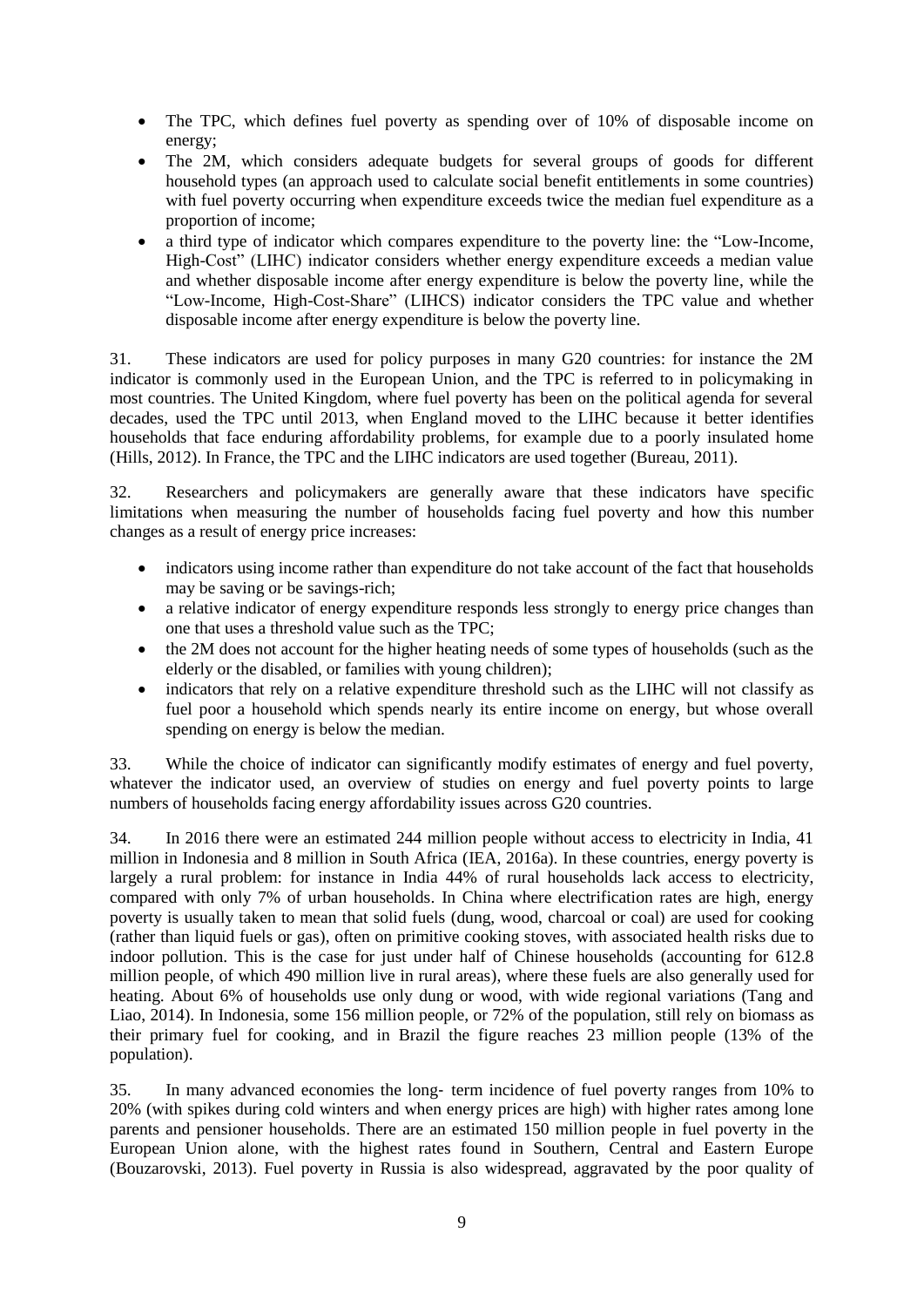- The TPC, which defines fuel poverty as spending over of 10% of disposable income on energy;
- The 2M, which considers adequate budgets for several groups of goods for different household types (an approach used to calculate social benefit entitlements in some countries) with fuel poverty occurring when expenditure exceeds twice the median fuel expenditure as a proportion of income;
- a third type of indicator which compares expenditure to the poverty line: the "Low-Income, High-Cost" (LIHC) indicator considers whether energy expenditure exceeds a median value and whether disposable income after energy expenditure is below the poverty line, while the "Low-Income, High-Cost-Share" (LIHCS) indicator considers the TPC value and whether disposable income after energy expenditure is below the poverty line.

31. These indicators are used for policy purposes in many G20 countries: for instance the 2M indicator is commonly used in the European Union, and the TPC is referred to in policymaking in most countries. The United Kingdom, where fuel poverty has been on the political agenda for several decades, used the TPC until 2013, when England moved to the LIHC because it better identifies households that face enduring affordability problems, for example due to a poorly insulated home (Hills, 2012). In France, the TPC and the LIHC indicators are used together (Bureau, 2011).

32. Researchers and policymakers are generally aware that these indicators have specific limitations when measuring the number of households facing fuel poverty and how this number changes as a result of energy price increases:

- indicators using income rather than expenditure do not take account of the fact that households may be saving or be savings-rich;
- a relative indicator of energy expenditure responds less strongly to energy price changes than one that uses a threshold value such as the TPC;
- the 2M does not account for the higher heating needs of some types of households (such as the elderly or the disabled, or families with young children);
- indicators that rely on a relative expenditure threshold such as the LIHC will not classify as fuel poor a household which spends nearly its entire income on energy, but whose overall spending on energy is below the median.

33. While the choice of indicator can significantly modify estimates of energy and fuel poverty, whatever the indicator used, an overview of studies on energy and fuel poverty points to large numbers of households facing energy affordability issues across G20 countries.

34. In 2016 there were an estimated 244 million people without access to electricity in India, 41 million in Indonesia and 8 million in South Africa (IEA, 2016a). In these countries, energy poverty is largely a rural problem: for instance in India 44% of rural households lack access to electricity, compared with only 7% of urban households. In China where electrification rates are high, energy poverty is usually taken to mean that solid fuels (dung, wood, charcoal or coal) are used for cooking (rather than liquid fuels or gas), often on primitive cooking stoves, with associated health risks due to indoor pollution. This is the case for just under half of Chinese households (accounting for 612.8 million people, of which 490 million live in rural areas), where these fuels are also generally used for heating. About 6% of households use only dung or wood, with wide regional variations (Tang and Liao, 2014). In Indonesia, some 156 million people, or 72% of the population, still rely on biomass as their primary fuel for cooking, and in Brazil the figure reaches 23 million people (13% of the population).

35. In many advanced economies the long- term incidence of fuel poverty ranges from 10% to 20% (with spikes during cold winters and when energy prices are high) with higher rates among lone parents and pensioner households. There are an estimated 150 million people in fuel poverty in the European Union alone, with the highest rates found in Southern, Central and Eastern Europe (Bouzarovski, 2013). Fuel poverty in Russia is also widespread, aggravated by the poor quality of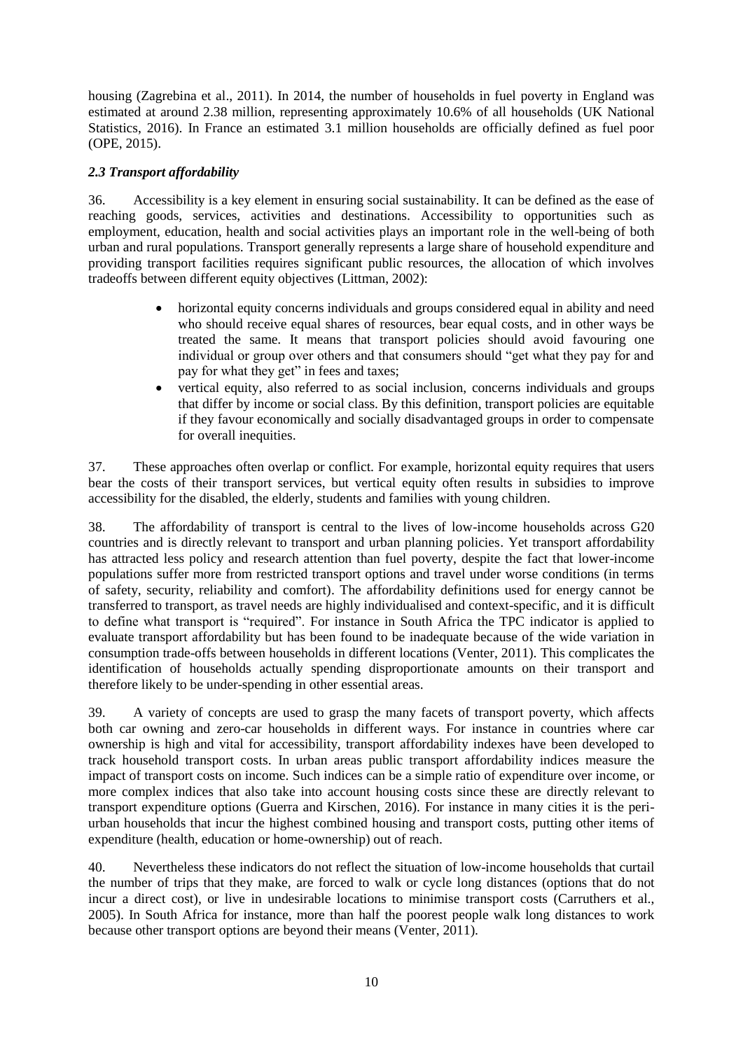housing (Zagrebina et al., 2011). In 2014, the number of households in fuel poverty in England was estimated at around 2.38 million, representing approximately 10.6% of all households (UK National Statistics, 2016). In France an estimated 3.1 million households are officially defined as fuel poor (OPE, 2015).

### *2.3 Transport affordability*

36. Accessibility is a key element in ensuring social sustainability. It can be defined as the ease of reaching goods, services, activities and destinations. Accessibility to opportunities such as employment, education, health and social activities plays an important role in the well-being of both urban and rural populations. Transport generally represents a large share of household expenditure and providing transport facilities requires significant public resources, the allocation of which involves tradeoffs between different equity objectives (Littman, 2002):

- horizontal equity concerns individuals and groups considered equal in ability and need who should receive equal shares of resources, bear equal costs, and in other ways be treated the same. It means that transport policies should avoid favouring one individual or group over others and that consumers should "get what they pay for and pay for what they get" in fees and taxes;
- vertical equity, also referred to as social inclusion, concerns individuals and groups that differ by income or social class. By this definition, transport policies are equitable if they favour economically and socially disadvantaged groups in order to compensate for overall inequities.

37. These approaches often overlap or conflict. For example, horizontal equity requires that users bear the costs of their transport services, but vertical equity often results in subsidies to improve accessibility for the disabled, the elderly, students and families with young children.

38. The affordability of transport is central to the lives of low-income households across G20 countries and is directly relevant to transport and urban planning policies. Yet transport affordability has attracted less policy and research attention than fuel poverty, despite the fact that lower-income populations suffer more from restricted transport options and travel under worse conditions (in terms of safety, security, reliability and comfort). The affordability definitions used for energy cannot be transferred to transport, as travel needs are highly individualised and context-specific, and it is difficult to define what transport is "required". For instance in South Africa the TPC indicator is applied to evaluate transport affordability but has been found to be inadequate because of the wide variation in consumption trade-offs between households in different locations (Venter, 2011). This complicates the identification of households actually spending disproportionate amounts on their transport and therefore likely to be under-spending in other essential areas.

39. A variety of concepts are used to grasp the many facets of transport poverty, which affects both car owning and zero-car households in different ways. For instance in countries where car ownership is high and vital for accessibility, transport affordability indexes have been developed to track household transport costs. In urban areas public transport affordability indices measure the impact of transport costs on income. Such indices can be a simple ratio of expenditure over income, or more complex indices that also take into account housing costs since these are directly relevant to transport expenditure options (Guerra and Kirschen, 2016). For instance in many cities it is the peri-urban households that incur the highest combined housing and transport costs, putting other items of expenditure (health, education or home-ownership) out of reach.

40. Nevertheless these indicators do not reflect the situation of low-income households that curtail the number of trips that they make, are forced to walk or cycle long distances (options that do not incur a direct cost), or live in undesirable locations to minimise transport costs (Carruthers et al., 2005). In South Africa for instance, more than half the poorest people walk long distances to work because other transport options are beyond their means (Venter, 2011).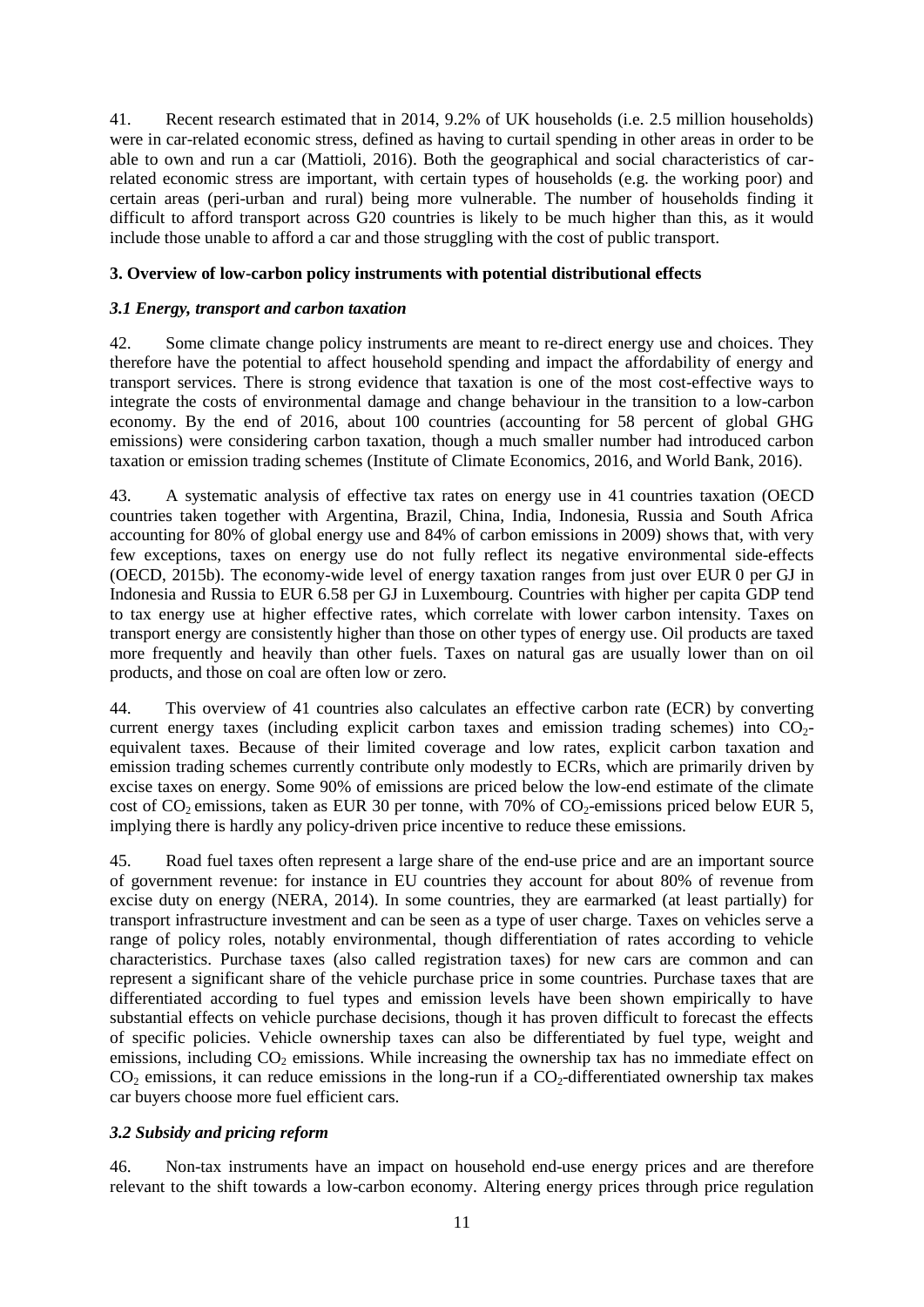41. Recent research estimated that in 2014, 9.2% of UK households (i.e. 2.5 million households) were in car-related economic stress, defined as having to curtail spending in other areas in order to be able to own and run a car (Mattioli, 2016). Both the geographical and social characteristics of car-related economic stress are important, with certain types of households (e.g. the working poor) and certain areas (peri-urban and rural) being more vulnerable. The number of households finding it difficult to afford transport across G20 countries is likely to be much higher than this, as it would include those unable to afford a car and those struggling with the cost of public transport.

## 3. Overview of low-carbon policy instruments with potential distributional effects

### *3.1 Energy, transport and carbon taxation*

42. Some climate change policy instruments are meant to re-direct energy use and choices. They therefore have the potential to affect household spending and impact the affordability of energy and transport services. There is strong evidence that taxation is one of the most cost-effective ways to integrate the costs of environmental damage and change behaviour in the transition to a low-carbon economy. By the end of 2016, about 100 countries (accounting for 58 percent of global GHG emissions) were considering carbon taxation, though a much smaller number had introduced carbon taxation or emission trading schemes (Institute of Climate Economics, 2016, and World Bank, 2016).

43. A systematic analysis of effective tax rates on energy use in 41 countries taxation (OECD countries taken together with Argentina, Brazil, China, India, Indonesia, Russia and South Africa accounting for 80% of global energy use and 84% of carbon emissions in 2009) shows that, with very few exceptions, taxes on energy use do not fully reflect its negative environmental side-effects (OECD, 2015b). The economy-wide level of energy taxation ranges from just over EUR 0 per GJ in Indonesia and Russia to EUR 6.58 per GJ in Luxembourg. Countries with higher per capita GDP tend to tax energy use at higher effective rates, which correlate with lower carbon intensity. Taxes on transport energy are consistently higher than those on other types of energy use. Oil products are taxed more frequently and heavily than other fuels. Taxes on natural gas are usually lower than on oil products, and those on coal are often low or zero.

44. This overview of 41 countries also calculates an effective carbon rate (ECR) by converting current energy taxes (including explicit carbon taxes and emission trading schemes) into $CO_2$-equivalent taxes. Because of their limited coverage and low rates, explicit carbon taxation and emission trading schemes currently contribute only modestly to ECRs, which are primarily driven by excise taxes on energy. Some 90% of emissions are priced below the low-end estimate of the climate cost of $CO_2$ emissions, taken as EUR 30 per tonne, with 70% of $CO_2$-emissions priced below EUR 5, implying there is hardly any policy-driven price incentive to reduce these emissions.

45. Road fuel taxes often represent a large share of the end-use price and are an important source of government revenue: for instance in EU countries they account for about 80% of revenue from excise duty on energy (NERA, 2014). In some countries, they are earmarked (at least partially) for transport infrastructure investment and can be seen as a type of user charge. Taxes on vehicles serve a range of policy roles, notably environmental, though differentiation of rates according to vehicle characteristics. Purchase taxes (also called registration taxes) for new cars are common and can represent a significant share of the vehicle purchase price in some countries. Purchase taxes that are differentiated according to fuel types and emission levels have been shown empirically to have substantial effects on vehicle purchase decisions, though it has proven difficult to forecast the effects of specific policies. Vehicle ownership taxes can also be differentiated by fuel type, weight and emissions, including $CO_2$ emissions. While increasing the ownership tax has no immediate effect on $CO_2$ emissions, it can reduce emissions in the long-run if a $CO_2$-differentiated ownership tax makes car buyers choose more fuel efficient cars.

### *3.2 Subsidy and pricing reform*

46. Non-tax instruments have an impact on household end-use energy prices and are therefore relevant to the shift towards a low-carbon economy. Altering energy prices through price regulation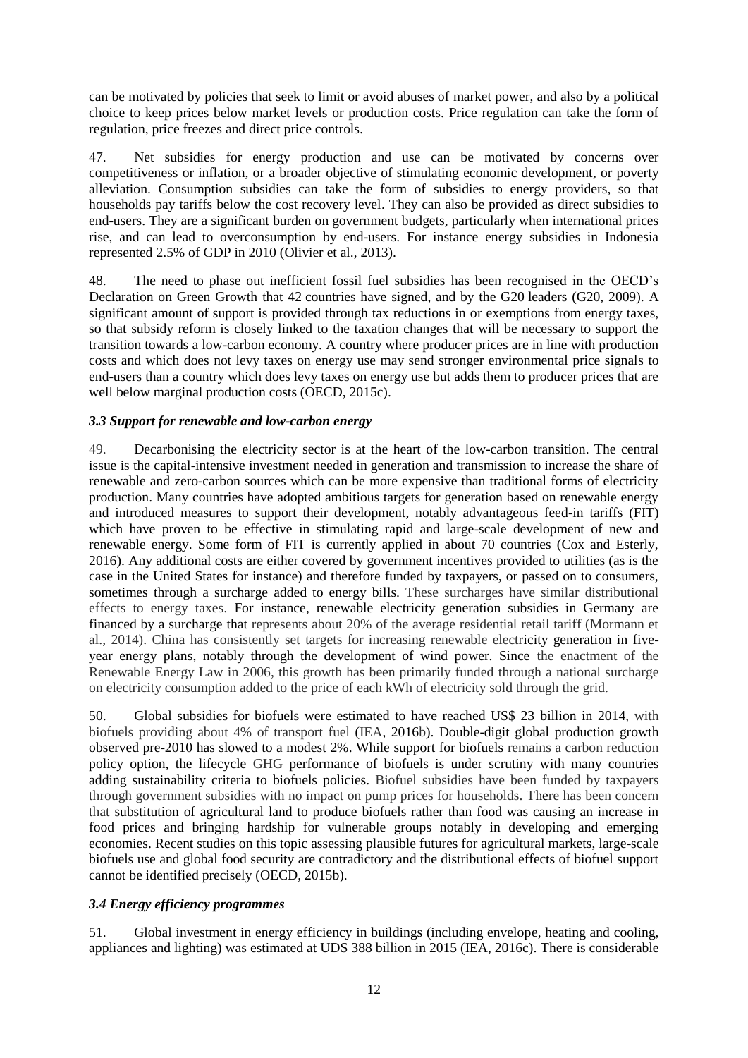can be motivated by policies that seek to limit or avoid abuses of market power, and also by a political choice to keep prices below market levels or production costs. Price regulation can take the form of regulation, price freezes and direct price controls.

47. Net subsidies for energy production and use can be motivated by concerns over competitiveness or inflation, or a broader objective of stimulating economic development, or poverty alleviation. Consumption subsidies can take the form of subsidies to energy providers, so that households pay tariffs below the cost recovery level. They can also be provided as direct subsidies to end-users. They are a significant burden on government budgets, particularly when international prices rise, and can lead to overconsumption by end-users. For instance energy subsidies in Indonesia represented 2.5% of GDP in 2010 (Olivier et al., 2013).

48. The need to phase out inefficient fossil fuel subsidies has been recognised in the OECD's Declaration on Green Growth that 42 countries have signed, and by the G20 leaders (G20, 2009). A significant amount of support is provided through tax reductions in or exemptions from energy taxes, so that subsidy reform is closely linked to the taxation changes that will be necessary to support the transition towards a low-carbon economy. A country where producer prices are in line with production costs and which does not levy taxes on energy use may send stronger environmental price signals to end-users than a country which does levy taxes on energy use but adds them to producer prices that are well below marginal production costs (OECD, 2015c).

### *3.3 Support for renewable and low-carbon energy*

49. Decarbonising the electricity sector is at the heart of the low-carbon transition. The central issue is the capital-intensive investment needed in generation and transmission to increase the share of renewable and zero-carbon sources which can be more expensive than traditional forms of electricity production. Many countries have adopted ambitious targets for generation based on renewable energy and introduced measures to support their development, notably advantageous feed-in tariffs (FIT) which have proven to be effective in stimulating rapid and large-scale development of new and renewable energy. Some form of FIT is currently applied in about 70 countries (Cox and Esterly, 2016). Any additional costs are either covered by government incentives provided to utilities (as is the case in the United States for instance) and therefore funded by taxpayers, or passed on to consumers, sometimes through a surcharge added to energy bills. These surcharges have similar distributional effects to energy taxes. For instance, renewable electricity generation subsidies in Germany are financed by a surcharge that represents about 20% of the average residential retail tariff (Mormann et al., 2014). China has consistently set targets for increasing renewable electricity generation in five-year energy plans, notably through the development of wind power. Since the enactment of the Renewable Energy Law in 2006, this growth has been primarily funded through a national surcharge on electricity consumption added to the price of each kWh of electricity sold through the grid.

50. Global subsidies for biofuels were estimated to have reached US$ 23 billion in 2014, with biofuels providing about 4% of transport fuel (IEA, 2016b). Double-digit global production growth observed pre-2010 has slowed to a modest 2%. While support for biofuels remains a carbon reduction policy option, the lifecycle GHG performance of biofuels is under scrutiny with many countries adding sustainability criteria to biofuels policies. Biofuel subsidies have been funded by taxpayers through government subsidies with no impact on pump prices for households. There has been concern that substitution of agricultural land to produce biofuels rather than food was causing an increase in food prices and bringing hardship for vulnerable groups notably in developing and emerging economies. Recent studies on this topic assessing plausible futures for agricultural markets, large-scale biofuels use and global food security are contradictory and the distributional effects of biofuel support cannot be identified precisely (OECD, 2015b).

### *3.4 Energy efficiency programmes*

51. Global investment in energy efficiency in buildings (including envelope, heating and cooling, appliances and lighting) was estimated at UDS 388 billion in 2015 (IEA, 2016c). There is considerable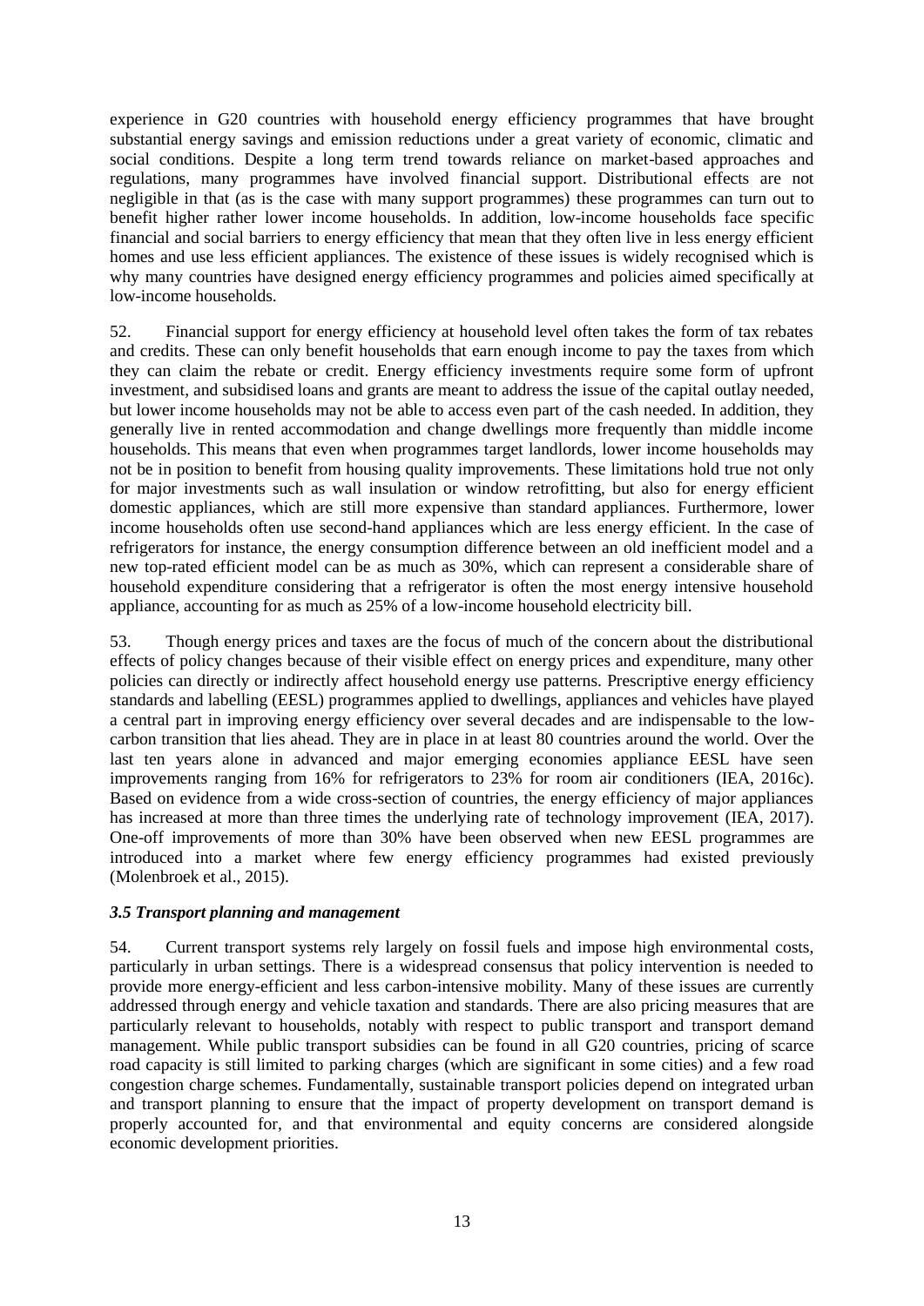experience in G20 countries with household energy efficiency programmes that have brought substantial energy savings and emission reductions under a great variety of economic, climatic and social conditions. Despite a long term trend towards reliance on market-based approaches and regulations, many programmes have involved financial support. Distributional effects are not negligible in that (as is the case with many support programmes) these programmes can turn out to benefit higher rather lower income households. In addition, low-income households face specific financial and social barriers to energy efficiency that mean that they often live in less energy efficient homes and use less efficient appliances. The existence of these issues is widely recognised which is why many countries have designed energy efficiency programmes and policies aimed specifically at low-income households.

52. Financial support for energy efficiency at household level often takes the form of tax rebates and credits. These can only benefit households that earn enough income to pay the taxes from which they can claim the rebate or credit. Energy efficiency investments require some form of upfront investment, and subsidised loans and grants are meant to address the issue of the capital outlay needed, but lower income households may not be able to access even part of the cash needed. In addition, they generally live in rented accommodation and change dwellings more frequently than middle income households. This means that even when programmes target landlords, lower income households may not be in position to benefit from housing quality improvements. These limitations hold true not only for major investments such as wall insulation or window retrofitting, but also for energy efficient domestic appliances, which are still more expensive than standard appliances. Furthermore, lower income households often use second-hand appliances which are less energy efficient. In the case of refrigerators for instance, the energy consumption difference between an old inefficient model and a new top-rated efficient model can be as much as 30%, which can represent a considerable share of household expenditure considering that a refrigerator is often the most energy intensive household appliance, accounting for as much as 25% of a low-income household electricity bill.

53. Though energy prices and taxes are the focus of much of the concern about the distributional effects of policy changes because of their visible effect on energy prices and expenditure, many other policies can directly or indirectly affect household energy use patterns. Prescriptive energy efficiency standards and labelling (EESL) programmes applied to dwellings, appliances and vehicles have played a central part in improving energy efficiency over several decades and are indispensable to the low-carbon transition that lies ahead. They are in place in at least 80 countries around the world. Over the last ten years alone in advanced and major emerging economies appliance EESL have seen improvements ranging from 16% for refrigerators to 23% for room air conditioners (IEA, 2016c). Based on evidence from a wide cross-section of countries, the energy efficiency of major appliances has increased at more than three times the underlying rate of technology improvement (IEA, 2017). One-off improvements of more than 30% have been observed when new EESL programmes are introduced into a market where few energy efficiency programmes had existed previously (Molenbroek et al., 2015).

### *3.5 Transport planning and management*

54. Current transport systems rely largely on fossil fuels and impose high environmental costs, particularly in urban settings. There is a widespread consensus that policy intervention is needed to provide more energy-efficient and less carbon-intensive mobility. Many of these issues are currently addressed through energy and vehicle taxation and standards. There are also pricing measures that are particularly relevant to households, notably with respect to public transport and transport demand management. While public transport subsidies can be found in all G20 countries, pricing of scarce road capacity is still limited to parking charges (which are significant in some cities) and a few road congestion charge schemes. Fundamentally, sustainable transport policies depend on integrated urban and transport planning to ensure that the impact of property development on transport demand is properly accounted for, and that environmental and equity concerns are considered alongside economic development priorities.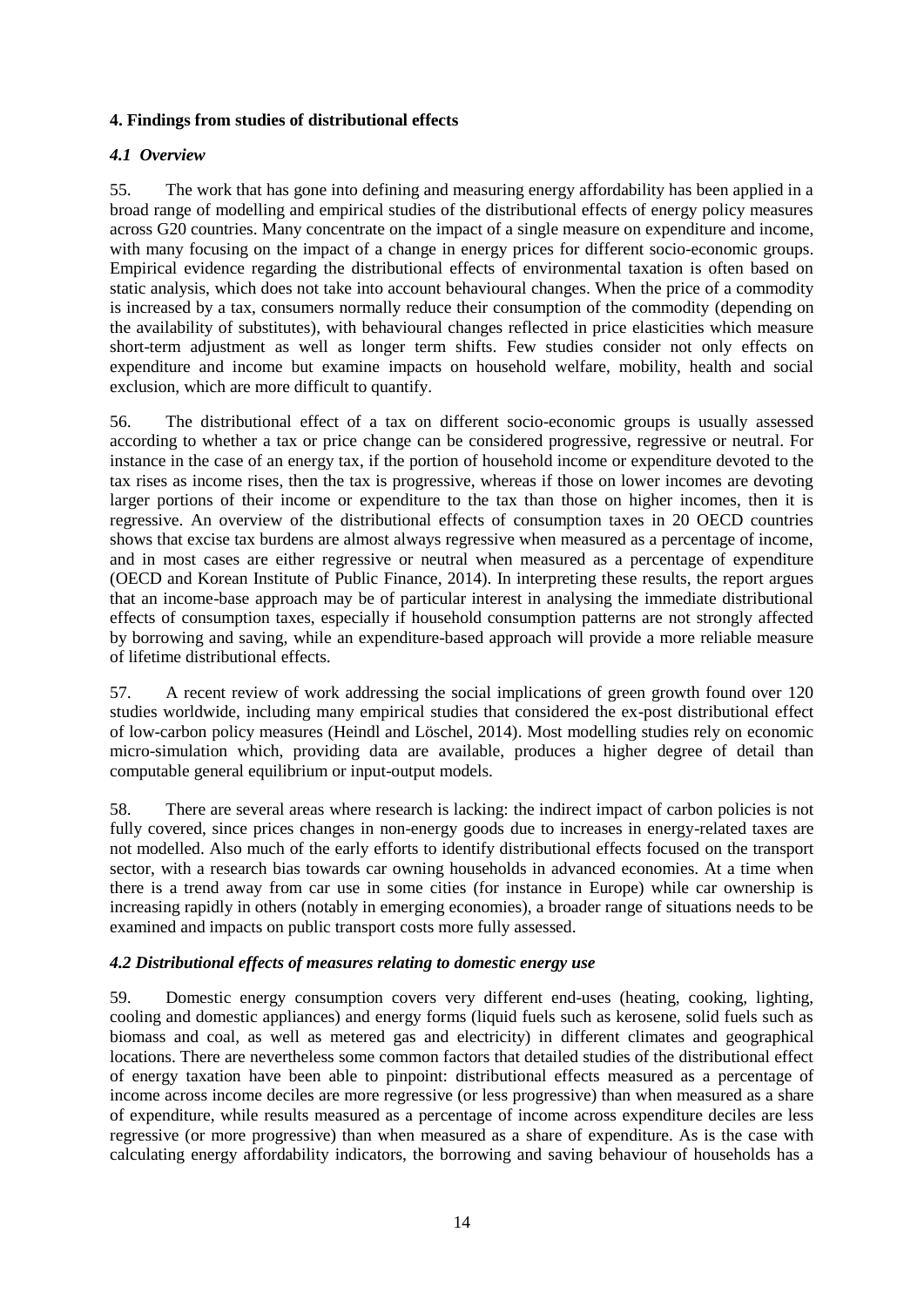### 4. Findings from studies of distributional effects

#### *4.1 Overview*

55. The work that has gone into defining and measuring energy affordability has been applied in a broad range of modelling and empirical studies of the distributional effects of energy policy measures across G20 countries. Many concentrate on the impact of a single measure on expenditure and income, with many focusing on the impact of a change in energy prices for different socio-economic groups. Empirical evidence regarding the distributional effects of environmental taxation is often based on static analysis, which does not take into account behavioural changes. When the price of a commodity is increased by a tax, consumers normally reduce their consumption of the commodity (depending on the availability of substitutes), with behavioural changes reflected in price elasticities which measure short-term adjustment as well as longer term shifts. Few studies consider not only effects on expenditure and income but examine impacts on household welfare, mobility, health and social exclusion, which are more difficult to quantify.

56. The distributional effect of a tax on different socio-economic groups is usually assessed according to whether a tax or price change can be considered progressive, regressive or neutral. For instance in the case of an energy tax, if the portion of household income or expenditure devoted to the tax rises as income rises, then the tax is progressive, whereas if those on lower incomes are devoting larger portions of their income or expenditure to the tax than those on higher incomes, then it is regressive. An overview of the distributional effects of consumption taxes in 20 OECD countries shows that excise tax burdens are almost always regressive when measured as a percentage of income, and in most cases are either regressive or neutral when measured as a percentage of expenditure (OECD and Korean Institute of Public Finance, 2014). In interpreting these results, the report argues that an income-base approach may be of particular interest in analysing the immediate distributional effects of consumption taxes, especially if household consumption patterns are not strongly affected by borrowing and saving, while an expenditure-based approach will provide a more reliable measure of lifetime distributional effects.

57. A recent review of work addressing the social implications of green growth found over 120 studies worldwide, including many empirical studies that considered the ex-post distributional effect of low-carbon policy measures (Heindl and Löschel, 2014). Most modelling studies rely on economic micro-simulation which, providing data are available, produces a higher degree of detail than computable general equilibrium or input-output models.

58. There are several areas where research is lacking: the indirect impact of carbon policies is not fully covered, since prices changes in non-energy goods due to increases in energy-related taxes are not modelled. Also much of the early efforts to identify distributional effects focused on the transport sector, with a research bias towards car owning households in advanced economies. At a time when there is a trend away from car use in some cities (for instance in Europe) while car ownership is increasing rapidly in others (notably in emerging economies), a broader range of situations needs to be examined and impacts on public transport costs more fully assessed.

#### *4.2 Distributional effects of measures relating to domestic energy use*

59. Domestic energy consumption covers very different end-uses (heating, cooking, lighting, cooling and domestic appliances) and energy forms (liquid fuels such as kerosene, solid fuels such as biomass and coal, as well as metered gas and electricity) in different climates and geographical locations. There are nevertheless some common factors that detailed studies of the distributional effect of energy taxation have been able to pinpoint: distributional effects measured as a percentage of income across income deciles are more regressive (or less progressive) than when measured as a share of expenditure, while results measured as a percentage of income across expenditure deciles are less regressive (or more progressive) than when measured as a share of expenditure. As is the case with calculating energy affordability indicators, the borrowing and saving behaviour of households has a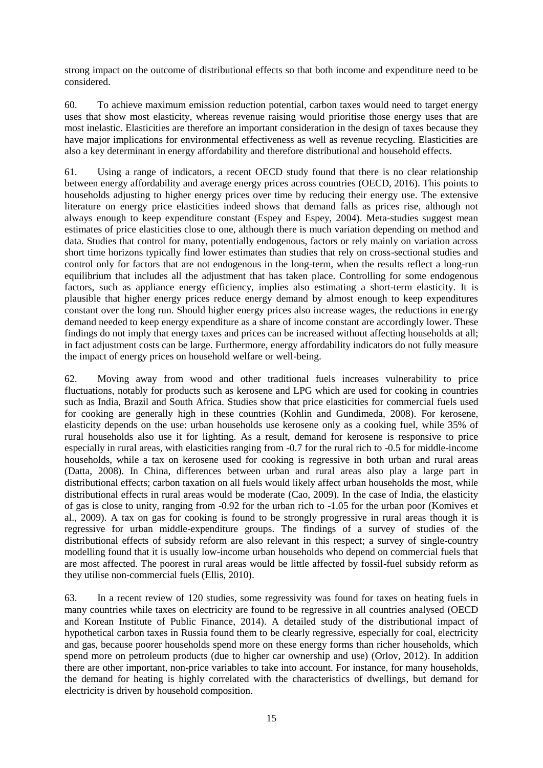strong impact on the outcome of distributional effects so that both income and expenditure need to be considered.

60. To achieve maximum emission reduction potential, carbon taxes would need to target energy uses that show most elasticity, whereas revenue raising would prioritise those energy uses that are most inelastic. Elasticities are therefore an important consideration in the design of taxes because they have major implications for environmental effectiveness as well as revenue recycling. Elasticities are also a key determinant in energy affordability and therefore distributional and household effects.

61. Using a range of indicators, a recent OECD study found that there is no clear relationship between energy affordability and average energy prices across countries (OECD, 2016). This points to households adjusting to higher energy prices over time by reducing their energy use. The extensive literature on energy price elasticities indeed shows that demand falls as prices rise, although not always enough to keep expenditure constant (Espey and Espey, 2004). Meta-studies suggest mean estimates of price elasticities close to one, although there is much variation depending on method and data. Studies that control for many, potentially endogenous, factors or rely mainly on variation across short time horizons typically find lower estimates than studies that rely on cross-sectional studies and control only for factors that are not endogenous in the long-term, when the results reflect a long-run equilibrium that includes all the adjustment that has taken place. Controlling for some endogenous factors, such as appliance energy efficiency, implies also estimating a short-term elasticity. It is plausible that higher energy prices reduce energy demand by almost enough to keep expenditures constant over the long run. Should higher energy prices also increase wages, the reductions in energy demand needed to keep energy expenditure as a share of income constant are accordingly lower. These findings do not imply that energy taxes and prices can be increased without affecting households at all; in fact adjustment costs can be large. Furthermore, energy affordability indicators do not fully measure the impact of energy prices on household welfare or well-being.

62. Moving away from wood and other traditional fuels increases vulnerability to price fluctuations, notably for products such as kerosene and LPG which are used for cooking in countries such as India, Brazil and South Africa. Studies show that price elasticities for commercial fuels used for cooking are generally high in these countries (Kohlin and Gundimeda, 2008). For kerosene, elasticity depends on the use: urban households use kerosene only as a cooking fuel, while 35% of rural households also use it for lighting. As a result, demand for kerosene is responsive to price especially in rural areas, with elasticities ranging from -0.7 for the rural rich to -0.5 for middle-income households, while a tax on kerosene used for cooking is regressive in both urban and rural areas (Datta, 2008). In China, differences between urban and rural areas also play a large part in distributional effects; carbon taxation on all fuels would likely affect urban households the most, while distributional effects in rural areas would be moderate (Cao, 2009). In the case of India, the elasticity of gas is close to unity, ranging from -0.92 for the urban rich to -1.05 for the urban poor (Komives et al., 2009). A tax on gas for cooking is found to be strongly progressive in rural areas though it is regressive for urban middle-expenditure groups. The findings of a survey of studies of the distributional effects of subsidy reform are also relevant in this respect; a survey of single-country modelling found that it is usually low-income urban households who depend on commercial fuels that are most affected. The poorest in rural areas would be little affected by fossil-fuel subsidy reform as they utilise non-commercial fuels (Ellis, 2010).

63. In a recent review of 120 studies, some regressivity was found for taxes on heating fuels in many countries while taxes on electricity are found to be regressive in all countries analysed (OECD and Korean Institute of Public Finance, 2014). A detailed study of the distributional impact of hypothetical carbon taxes in Russia found them to be clearly regressive, especially for coal, electricity and gas, because poorer households spend more on these energy forms than richer households, which spend more on petroleum products (due to higher car ownership and use) (Orlov, 2012). In addition there are other important, non-price variables to take into account. For instance, for many households, the demand for heating is highly correlated with the characteristics of dwellings, but demand for electricity is driven by household composition.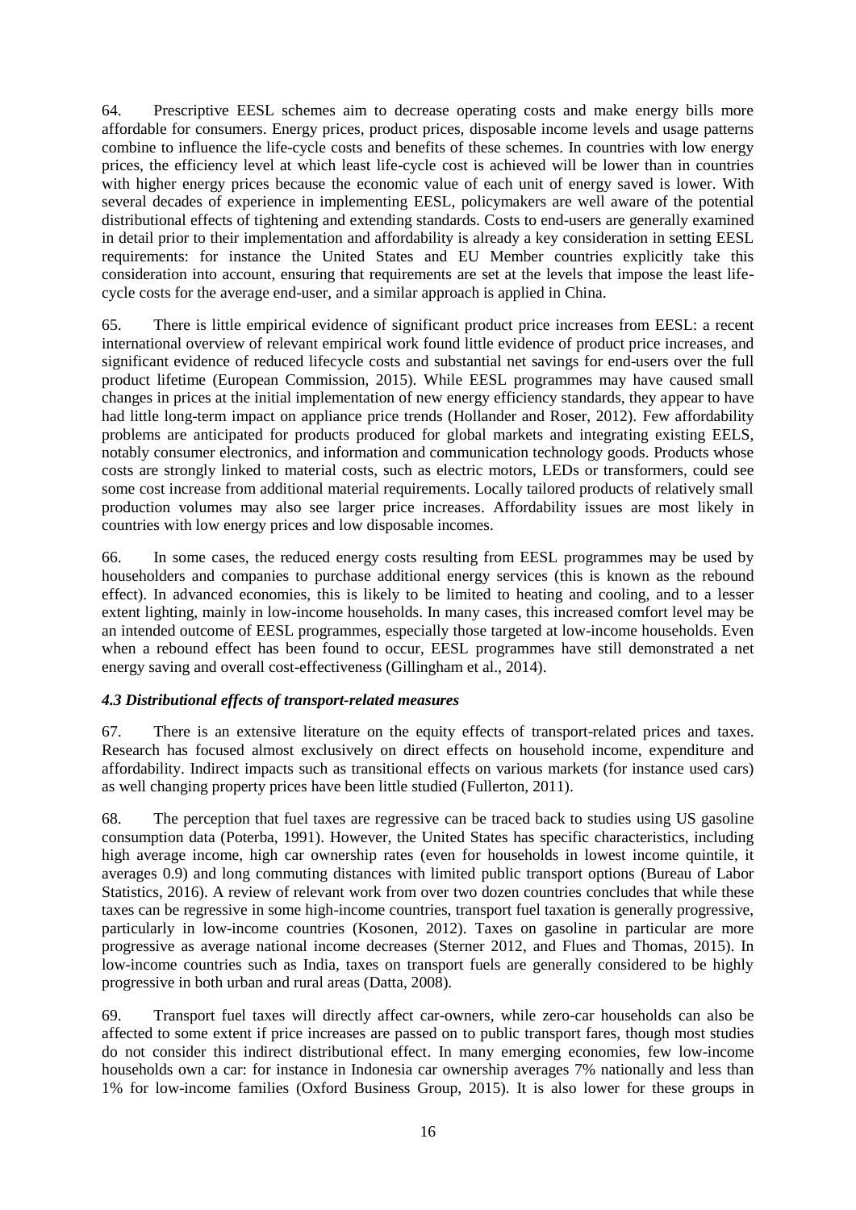64. Prescriptive EESL schemes aim to decrease operating costs and make energy bills more affordable for consumers. Energy prices, product prices, disposable income levels and usage patterns combine to influence the life-cycle costs and benefits of these schemes. In countries with low energy prices, the efficiency level at which least life-cycle cost is achieved will be lower than in countries with higher energy prices because the economic value of each unit of energy saved is lower. With several decades of experience in implementing EESL, policymakers are well aware of the potential distributional effects of tightening and extending standards. Costs to end-users are generally examined in detail prior to their implementation and affordability is already a key consideration in setting EESL requirements: for instance the United States and EU Member countries explicitly take this consideration into account, ensuring that requirements are set at the levels that impose the least life-cycle costs for the average end-user, and a similar approach is applied in China.

65. There is little empirical evidence of significant product price increases from EESL: a recent international overview of relevant empirical work found little evidence of product price increases, and significant evidence of reduced lifecycle costs and substantial net savings for end-users over the full product lifetime (European Commission, 2015). While EESL programmes may have caused small changes in prices at the initial implementation of new energy efficiency standards, they appear to have had little long-term impact on appliance price trends (Hollander and Roser, 2012). Few affordability problems are anticipated for products produced for global markets and integrating existing EELS, notably consumer electronics, and information and communication technology goods. Products whose costs are strongly linked to material costs, such as electric motors, LEDs or transformers, could see some cost increase from additional material requirements. Locally tailored products of relatively small production volumes may also see larger price increases. Affordability issues are most likely in countries with low energy prices and low disposable incomes.

66. In some cases, the reduced energy costs resulting from EESL programmes may be used by householders and companies to purchase additional energy services (this is known as the rebound effect). In advanced economies, this is likely to be limited to heating and cooling, and to a lesser extent lighting, mainly in low-income households. In many cases, this increased comfort level may be an intended outcome of EESL programmes, especially those targeted at low-income households. Even when a rebound effect has been found to occur, EESL programmes have still demonstrated a net energy saving and overall cost-effectiveness (Gillingham et al., 2014).

### *4.3 Distributional effects of transport-related measures*

67. There is an extensive literature on the equity effects of transport-related prices and taxes. Research has focused almost exclusively on direct effects on household income, expenditure and affordability. Indirect impacts such as transitional effects on various markets (for instance used cars) as well changing property prices have been little studied (Fullerton, 2011).

68. The perception that fuel taxes are regressive can be traced back to studies using US gasoline consumption data (Poterba, 1991). However, the United States has specific characteristics, including high average income, high car ownership rates (even for households in lowest income quintile, it averages 0.9) and long commuting distances with limited public transport options (Bureau of Labor Statistics, 2016). A review of relevant work from over two dozen countries concludes that while these taxes can be regressive in some high-income countries, transport fuel taxation is generally progressive, particularly in low-income countries (Kosonen, 2012). Taxes on gasoline in particular are more progressive as average national income decreases (Sterner 2012, and Flues and Thomas, 2015). In low-income countries such as India, taxes on transport fuels are generally considered to be highly progressive in both urban and rural areas (Datta, 2008).

69. Transport fuel taxes will directly affect car-owners, while zero-car households can also be affected to some extent if price increases are passed on to public transport fares, though most studies do not consider this indirect distributional effect. In many emerging economies, few low-income households own a car: for instance in Indonesia car ownership averages 7% nationally and less than 1% for low-income families (Oxford Business Group, 2015). It is also lower for these groups in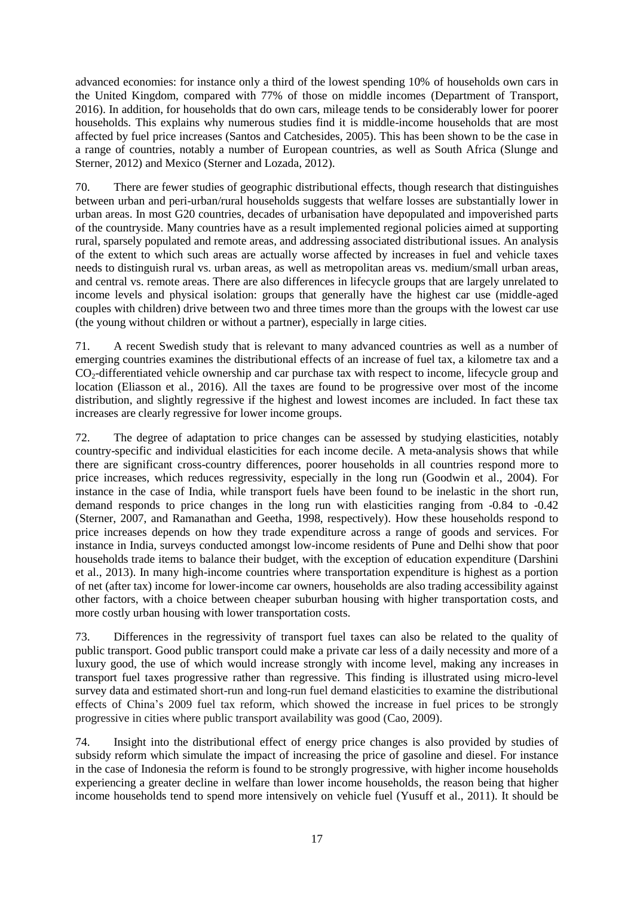advanced economies: for instance only a third of the lowest spending 10% of households own cars in the United Kingdom, compared with 77% of those on middle incomes (Department of Transport, 2016). In addition, for households that do own cars, mileage tends to be considerably lower for poorer households. This explains why numerous studies find it is middle-income households that are most affected by fuel price increases (Santos and Catchesides, 2005). This has been shown to be the case in a range of countries, notably a number of European countries, as well as South Africa (Slunge and Sterner, 2012) and Mexico (Sterner and Lozada, 2012).

70. There are fewer studies of geographic distributional effects, though research that distinguishes between urban and peri-urban/rural households suggests that welfare losses are substantially lower in urban areas. In most G20 countries, decades of urbanisation have depopulated and impoverished parts of the countryside. Many countries have as a result implemented regional policies aimed at supporting rural, sparsely populated and remote areas, and addressing associated distributional issues. An analysis of the extent to which such areas are actually worse affected by increases in fuel and vehicle taxes needs to distinguish rural vs. urban areas, as well as metropolitan areas vs. medium/small urban areas, and central vs. remote areas. There are also differences in lifecycle groups that are largely unrelated to income levels and physical isolation: groups that generally have the highest car use (middle-aged couples with children) drive between two and three times more than the groups with the lowest car use (the young without children or without a partner), especially in large cities.

71. A recent Swedish study that is relevant to many advanced countries as well as a number of emerging countries examines the distributional effects of an increase of fuel tax, a kilometre tax and a $CO_2$-differentiated vehicle ownership and car purchase tax with respect to income, lifecycle group and location (Eliasson et al., 2016). All the taxes are found to be progressive over most of the income distribution, and slightly regressive if the highest and lowest incomes are included. In fact these tax increases are clearly regressive for lower income groups.

72. The degree of adaptation to price changes can be assessed by studying elasticities, notably country-specific and individual elasticities for each income decile. A meta-analysis shows that while there are significant cross-country differences, poorer households in all countries respond more to price increases, which reduces regressivity, especially in the long run (Goodwin et al., 2004). For instance in the case of India, while transport fuels have been found to be inelastic in the short run, demand responds to price changes in the long run with elasticities ranging from -0.84 to -0.42 (Sterner, 2007, and Ramanathan and Geetha, 1998, respectively). How these households respond to price increases depends on how they trade expenditure across a range of goods and services. For instance in India, surveys conducted amongst low-income residents of Pune and Delhi show that poor households trade items to balance their budget, with the exception of education expenditure (Darshini et al., 2013). In many high-income countries where transportation expenditure is highest as a portion of net (after tax) income for lower-income car owners, households are also trading accessibility against other factors, with a choice between cheaper suburban housing with higher transportation costs, and more costly urban housing with lower transportation costs.

73. Differences in the regressivity of transport fuel taxes can also be related to the quality of public transport. Good public transport could make a private car less of a daily necessity and more of a luxury good, the use of which would increase strongly with income level, making any increases in transport fuel taxes progressive rather than regressive. This finding is illustrated using micro-level survey data and estimated short-run and long-run fuel demand elasticities to examine the distributional effects of China's 2009 fuel tax reform, which showed the increase in fuel prices to be strongly progressive in cities where public transport availability was good (Cao, 2009).

74. Insight into the distributional effect of energy price changes is also provided by studies of subsidy reform which simulate the impact of increasing the price of gasoline and diesel. For instance in the case of Indonesia the reform is found to be strongly progressive, with higher income households experiencing a greater decline in welfare than lower income households, the reason being that higher income households tend to spend more intensively on vehicle fuel (Yusuff et al., 2011). It should be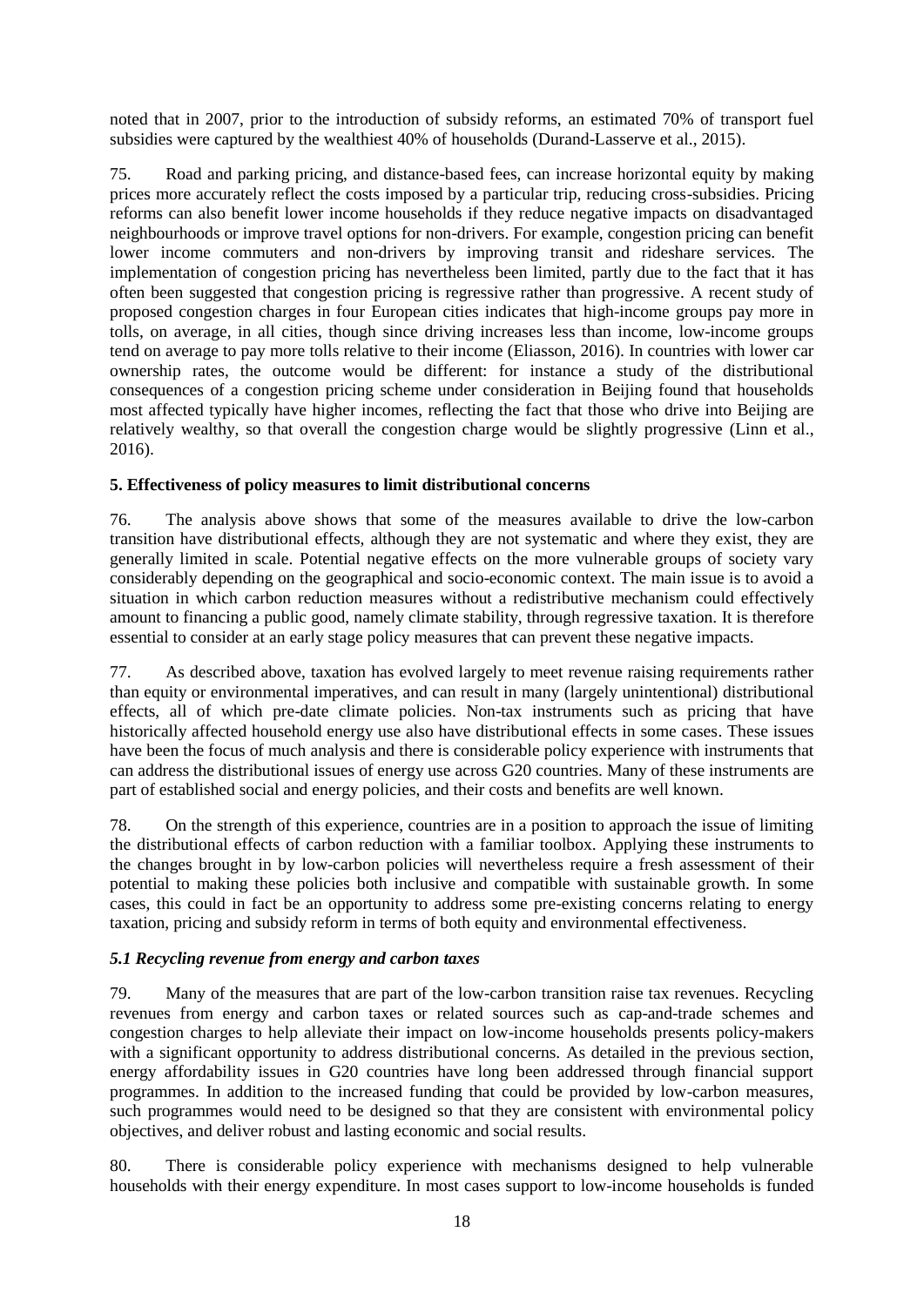noted that in 2007, prior to the introduction of subsidy reforms, an estimated 70% of transport fuel subsidies were captured by the wealthiest 40% of households (Durand-Lasserve et al., 2015).

75. Road and parking pricing, and distance-based fees, can increase horizontal equity by making prices more accurately reflect the costs imposed by a particular trip, reducing cross-subsidies. Pricing reforms can also benefit lower income households if they reduce negative impacts on disadvantaged neighbourhoods or improve travel options for non-drivers. For example, congestion pricing can benefit lower income commuters and non-drivers by improving transit and rideshare services. The implementation of congestion pricing has nevertheless been limited, partly due to the fact that it has often been suggested that congestion pricing is regressive rather than progressive. A recent study of proposed congestion charges in four European cities indicates that high-income groups pay more in tolls, on average, in all cities, though since driving increases less than income, low-income groups tend on average to pay more tolls relative to their income (Eliasson, 2016). In countries with lower car ownership rates, the outcome would be different: for instance a study of the distributional consequences of a congestion pricing scheme under consideration in Beijing found that households most affected typically have higher incomes, reflecting the fact that those who drive into Beijing are relatively wealthy, so that overall the congestion charge would be slightly progressive (Linn et al., 2016).

### 5. Effectiveness of policy measures to limit distributional concerns

76. The analysis above shows that some of the measures available to drive the low-carbon transition have distributional effects, although they are not systematic and where they exist, they are generally limited in scale. Potential negative effects on the more vulnerable groups of society vary considerably depending on the geographical and socio-economic context. The main issue is to avoid a situation in which carbon reduction measures without a redistributive mechanism could effectively amount to financing a public good, namely climate stability, through regressive taxation. It is therefore essential to consider at an early stage policy measures that can prevent these negative impacts.

77. As described above, taxation has evolved largely to meet revenue raising requirements rather than equity or environmental imperatives, and can result in many (largely unintentional) distributional effects, all of which pre-date climate policies. Non-tax instruments such as pricing that have historically affected household energy use also have distributional effects in some cases. These issues have been the focus of much analysis and there is considerable policy experience with instruments that can address the distributional issues of energy use across G20 countries. Many of these instruments are part of established social and energy policies, and their costs and benefits are well known.

78. On the strength of this experience, countries are in a position to approach the issue of limiting the distributional effects of carbon reduction with a familiar toolbox. Applying these instruments to the changes brought in by low-carbon policies will nevertheless require a fresh assessment of their potential to making these policies both inclusive and compatible with sustainable growth. In some cases, this could in fact be an opportunity to address some pre-existing concerns relating to energy taxation, pricing and subsidy reform in terms of both equity and environmental effectiveness.

#### *5.1 Recycling revenue from energy and carbon taxes*

79. Many of the measures that are part of the low-carbon transition raise tax revenues. Recycling revenues from energy and carbon taxes or related sources such as cap-and-trade schemes and congestion charges to help alleviate their impact on low-income households presents policy-makers with a significant opportunity to address distributional concerns. As detailed in the previous section, energy affordability issues in G20 countries have long been addressed through financial support programmes. In addition to the increased funding that could be provided by low-carbon measures, such programmes would need to be designed so that they are consistent with environmental policy objectives, and deliver robust and lasting economic and social results.

80. There is considerable policy experience with mechanisms designed to help vulnerable households with their energy expenditure. In most cases support to low-income households is funded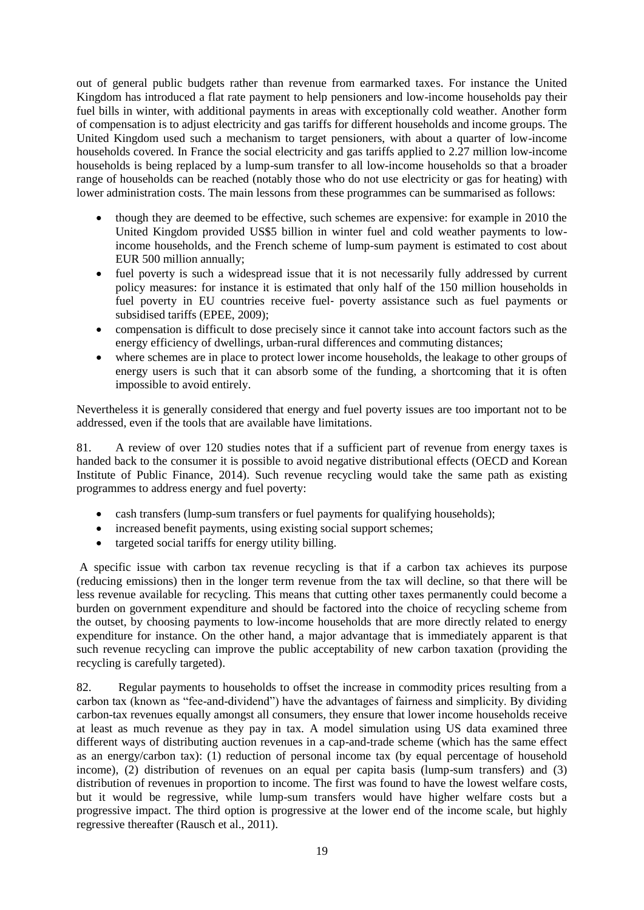out of general public budgets rather than revenue from earmarked taxes. For instance the United Kingdom has introduced a flat rate payment to help pensioners and low-income households pay their fuel bills in winter, with additional payments in areas with exceptionally cold weather. Another form of compensation is to adjust electricity and gas tariffs for different households and income groups. The United Kingdom used such a mechanism to target pensioners, with about a quarter of low-income households covered. In France the social electricity and gas tariffs applied to 2.27 million low-income households is being replaced by a lump-sum transfer to all low-income households so that a broader range of households can be reached (notably those who do not use electricity or gas for heating) with lower administration costs. The main lessons from these programmes can be summarised as follows:

- though they are deemed to be effective, such schemes are expensive: for example in 2010 the United Kingdom provided US$5 billion in winter fuel and cold weather payments to low-income households, and the French scheme of lump-sum payment is estimated to cost about EUR 500 million annually;
- fuel poverty is such a widespread issue that it is not necessarily fully addressed by current policy measures: for instance it is estimated that only half of the 150 million households in fuel poverty in EU countries receive fuel- poverty assistance such as fuel payments or subsidised tariffs (EPEE, 2009);
- compensation is difficult to dose precisely since it cannot take into account factors such as the energy efficiency of dwellings, urban-rural differences and commuting distances;
- where schemes are in place to protect lower income households, the leakage to other groups of energy users is such that it can absorb some of the funding, a shortcoming that it is often impossible to avoid entirely.

Nevertheless it is generally considered that energy and fuel poverty issues are too important not to be addressed, even if the tools that are available have limitations.

81. A review of over 120 studies notes that if a sufficient part of revenue from energy taxes is handed back to the consumer it is possible to avoid negative distributional effects (OECD and Korean Institute of Public Finance, 2014). Such revenue recycling would take the same path as existing programmes to address energy and fuel poverty:

- cash transfers (lump-sum transfers or fuel payments for qualifying households);
- increased benefit payments, using existing social support schemes;
- targeted social tariffs for energy utility billing.

A specific issue with carbon tax revenue recycling is that if a carbon tax achieves its purpose (reducing emissions) then in the longer term revenue from the tax will decline, so that there will be less revenue available for recycling. This means that cutting other taxes permanently could become a burden on government expenditure and should be factored into the choice of recycling scheme from the outset, by choosing payments to low-income households that are more directly related to energy expenditure for instance. On the other hand, a major advantage that is immediately apparent is that such revenue recycling can improve the public acceptability of new carbon taxation (providing the recycling is carefully targeted).

82. Regular payments to households to offset the increase in commodity prices resulting from a carbon tax (known as "fee-and-dividend") have the advantages of fairness and simplicity. By dividing carbon-tax revenues equally amongst all consumers, they ensure that lower income households receive at least as much revenue as they pay in tax. A model simulation using US data examined three different ways of distributing auction revenues in a cap-and-trade scheme (which has the same effect as an energy/carbon tax): (1) reduction of personal income tax (by equal percentage of household income), (2) distribution of revenues on an equal per capita basis (lump-sum transfers) and (3) distribution of revenues in proportion to income. The first was found to have the lowest welfare costs, but it would be regressive, while lump-sum transfers would have higher welfare costs but a progressive impact. The third option is progressive at the lower end of the income scale, but highly regressive thereafter (Rausch et al., 2011).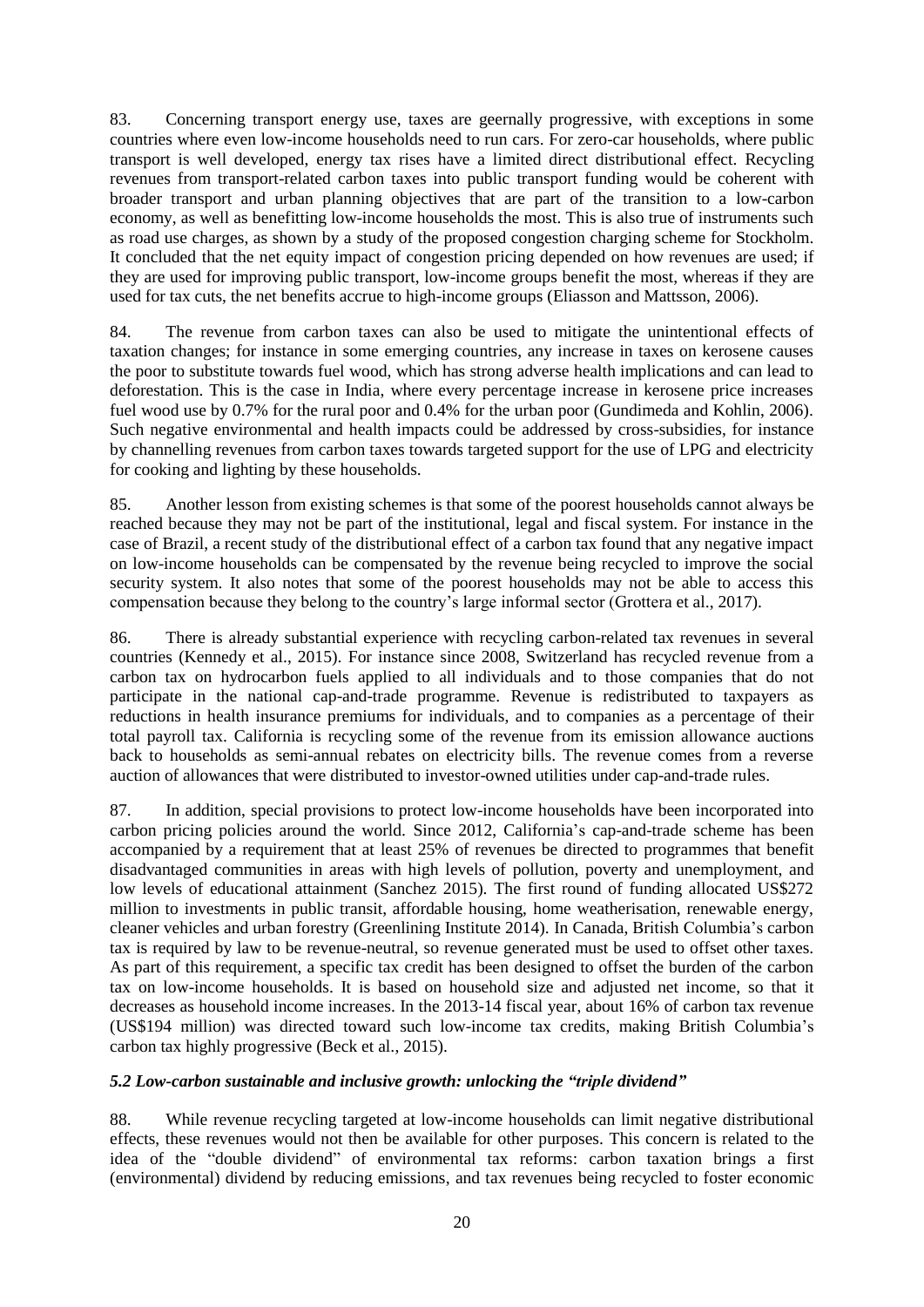83. Concerning transport energy use, taxes are geernally progressive, with exceptions in some countries where even low-income households need to run cars. For zero-car households, where public transport is well developed, energy tax rises have a limited direct distributional effect. Recycling revenues from transport-related carbon taxes into public transport funding would be coherent with broader transport and urban planning objectives that are part of the transition to a low-carbon economy, as well as benefitting low-income households the most. This is also true of instruments such as road use charges, as shown by a study of the proposed congestion charging scheme for Stockholm. It concluded that the net equity impact of congestion pricing depended on how revenues are used; if they are used for improving public transport, low-income groups benefit the most, whereas if they are used for tax cuts, the net benefits accrue to high-income groups (Eliasson and Mattsson, 2006).

84. The revenue from carbon taxes can also be used to mitigate the unintentional effects of taxation changes; for instance in some emerging countries, any increase in taxes on kerosene causes the poor to substitute towards fuel wood, which has strong adverse health implications and can lead to deforestation. This is the case in India, where every percentage increase in kerosene price increases fuel wood use by 0.7% for the rural poor and 0.4% for the urban poor (Gundimeda and Kohlin, 2006). Such negative environmental and health impacts could be addressed by cross-subsidies, for instance by channelling revenues from carbon taxes towards targeted support for the use of LPG and electricity for cooking and lighting by these households.

85. Another lesson from existing schemes is that some of the poorest households cannot always be reached because they may not be part of the institutional, legal and fiscal system. For instance in the case of Brazil, a recent study of the distributional effect of a carbon tax found that any negative impact on low-income households can be compensated by the revenue being recycled to improve the social security system. It also notes that some of the poorest households may not be able to access this compensation because they belong to the country's large informal sector (Grottera et al., 2017).

86. There is already substantial experience with recycling carbon-related tax revenues in several countries (Kennedy et al., 2015). For instance since 2008, Switzerland has recycled revenue from a carbon tax on hydrocarbon fuels applied to all individuals and to those companies that do not participate in the national cap-and-trade programme. Revenue is redistributed to taxpayers as reductions in health insurance premiums for individuals, and to companies as a percentage of their total payroll tax. California is recycling some of the revenue from its emission allowance auctions back to households as semi-annual rebates on electricity bills. The revenue comes from a reverse auction of allowances that were distributed to investor-owned utilities under cap-and-trade rules.

87. In addition, special provisions to protect low-income households have been incorporated into carbon pricing policies around the world. Since 2012, California's cap-and-trade scheme has been accompanied by a requirement that at least 25% of revenues be directed to programmes that benefit disadvantaged communities in areas with high levels of pollution, poverty and unemployment, and low levels of educational attainment (Sanchez 2015). The first round of funding allocated US$272 million to investments in public transit, affordable housing, home weatherisation, renewable energy, cleaner vehicles and urban forestry (Greenlining Institute 2014). In Canada, British Columbia's carbon tax is required by law to be revenue-neutral, so revenue generated must be used to offset other taxes. As part of this requirement, a specific tax credit has been designed to offset the burden of the carbon tax on low-income households. It is based on household size and adjusted net income, so that it decreases as household income increases. In the 2013-14 fiscal year, about 16% of carbon tax revenue (US$194 million) was directed toward such low-income tax credits, making British Columbia's carbon tax highly progressive (Beck et al., 2015).

### *5.2 Low-carbon sustainable and inclusive growth: unlocking the "triple dividend"*

88. While revenue recycling targeted at low-income households can limit negative distributional effects, these revenues would not then be available for other purposes. This concern is related to the idea of the "double dividend" of environmental tax reforms: carbon taxation brings a first (environmental) dividend by reducing emissions, and tax revenues being recycled to foster economic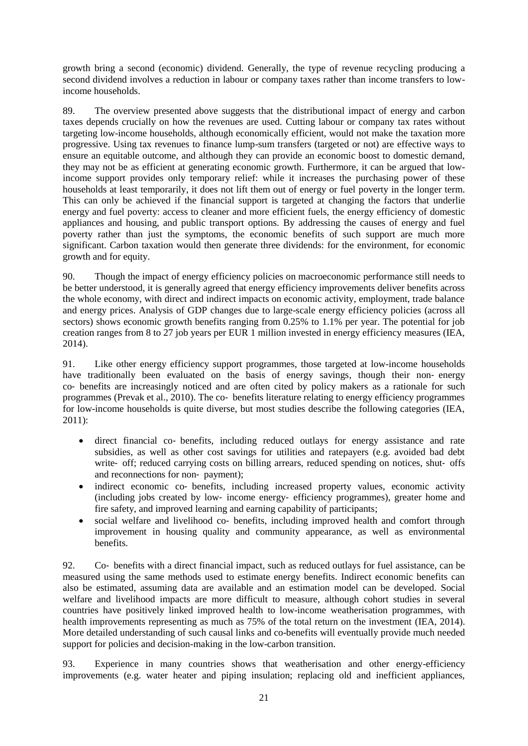growth bring a second (economic) dividend. Generally, the type of revenue recycling producing a second dividend involves a reduction in labour or company taxes rather than income transfers to low-income households.

89. The overview presented above suggests that the distributional impact of energy and carbon taxes depends crucially on how the revenues are used. Cutting labour or company tax rates without targeting low-income households, although economically efficient, would not make the taxation more progressive. Using tax revenues to finance lump-sum transfers (targeted or not) are effective ways to ensure an equitable outcome, and although they can provide an economic boost to domestic demand, they may not be as efficient at generating economic growth. Furthermore, it can be argued that low-income support provides only temporary relief: while it increases the purchasing power of these households at least temporarily, it does not lift them out of energy or fuel poverty in the longer term. This can only be achieved if the financial support is targeted at changing the factors that underlie energy and fuel poverty: access to cleaner and more efficient fuels, the energy efficiency of domestic appliances and housing, and public transport options. By addressing the causes of energy and fuel poverty rather than just the symptoms, the economic benefits of such support are much more significant. Carbon taxation would then generate three dividends: for the environment, for economic growth and for equity.

90. Though the impact of energy efficiency policies on macroeconomic performance still needs to be better understood, it is generally agreed that energy efficiency improvements deliver benefits across the whole economy, with direct and indirect impacts on economic activity, employment, trade balance and energy prices. Analysis of GDP changes due to large-scale energy efficiency policies (across all sectors) shows economic growth benefits ranging from 0.25% to 1.1% per year. The potential for job creation ranges from 8 to 27 job years per EUR 1 million invested in energy efficiency measures (IEA, 2014).

91. Like other energy efficiency support programmes, those targeted at low-income households have traditionally been evaluated on the basis of energy savings, though their non- energy co- benefits are increasingly noticed and are often cited by policy makers as a rationale for such programmes (Prevak et al., 2010). The co- benefits literature relating to energy efficiency programmes for low-income households is quite diverse, but most studies describe the following categories (IEA, 2011):

- direct financial co- benefits, including reduced outlays for energy assistance and rate subsidies, as well as other cost savings for utilities and ratepayers (e.g. avoided bad debt write- off; reduced carrying costs on billing arrears, reduced spending on notices, shut- offs and reconnections for non- payment);
- indirect economic co- benefits, including increased property values, economic activity (including jobs created by low- income energy- efficiency programmes), greater home and fire safety, and improved learning and earning capability of participants;
- social welfare and livelihood co- benefits, including improved health and comfort through improvement in housing quality and community appearance, as well as environmental benefits.

92. Co- benefits with a direct financial impact, such as reduced outlays for fuel assistance, can be measured using the same methods used to estimate energy benefits. Indirect economic benefits can also be estimated, assuming data are available and an estimation model can be developed. Social welfare and livelihood impacts are more difficult to measure, although cohort studies in several countries have positively linked improved health to low-income weatherisation programmes, with health improvements representing as much as 75% of the total return on the investment (IEA, 2014). More detailed understanding of such causal links and co-benefits will eventually provide much needed support for policies and decision-making in the low-carbon transition.

93. Experience in many countries shows that weatherisation and other energy-efficiency improvements (e.g. water heater and piping insulation; replacing old and inefficient appliances,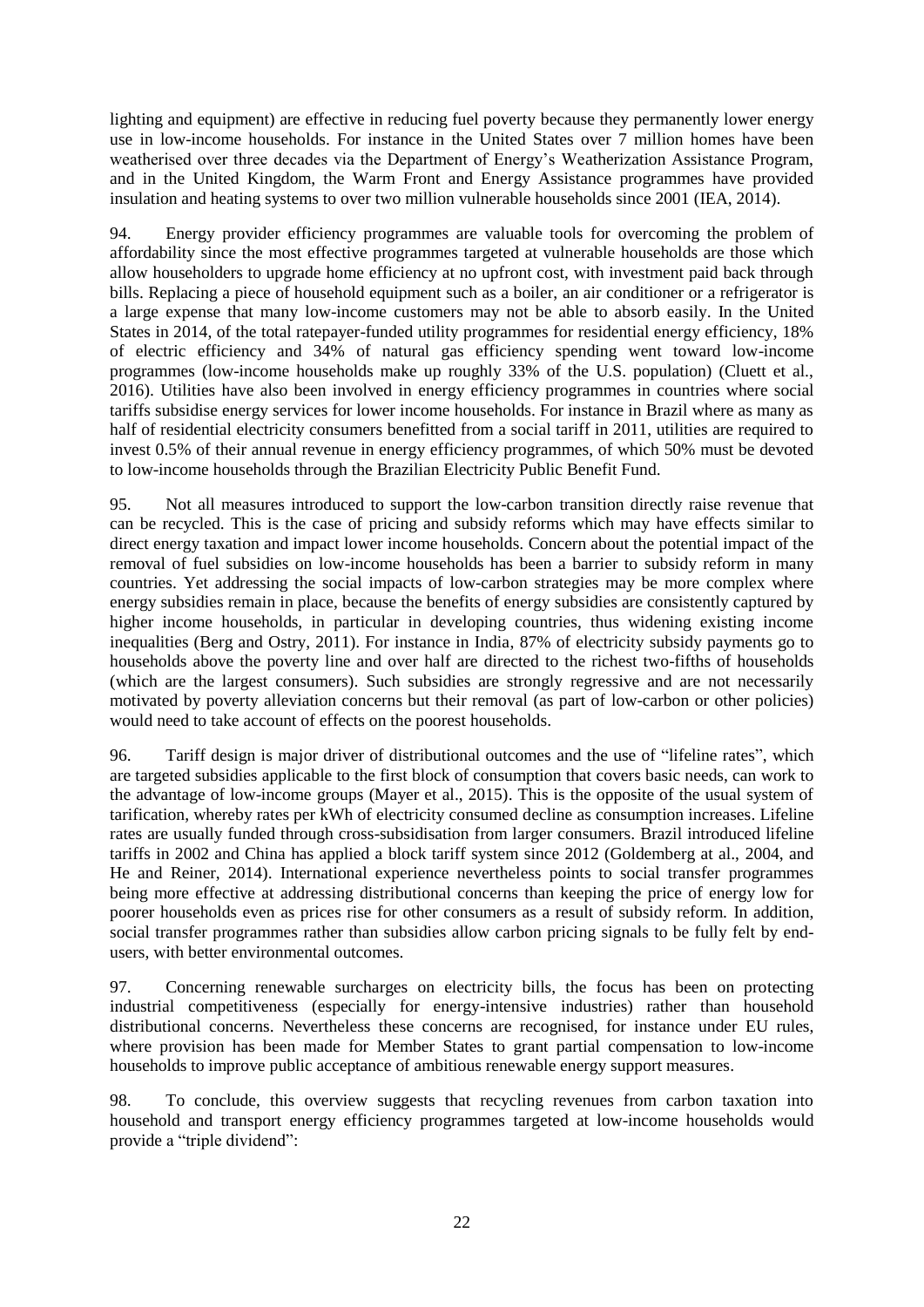lighting and equipment) are effective in reducing fuel poverty because they permanently lower energy use in low-income households. For instance in the United States over 7 million homes have been weatherised over three decades via the Department of Energy's Weatherization Assistance Program, and in the United Kingdom, the Warm Front and Energy Assistance programmes have provided insulation and heating systems to over two million vulnerable households since 2001 (IEA, 2014).

94. Energy provider efficiency programmes are valuable tools for overcoming the problem of affordability since the most effective programmes targeted at vulnerable households are those which allow householders to upgrade home efficiency at no upfront cost, with investment paid back through bills. Replacing a piece of household equipment such as a boiler, an air conditioner or a refrigerator is a large expense that many low-income customers may not be able to absorb easily. In the United States in 2014, of the total ratepayer-funded utility programmes for residential energy efficiency, 18% of electric efficiency and 34% of natural gas efficiency spending went toward low-income programmes (low-income households make up roughly 33% of the U.S. population) (Cluett et al., 2016). Utilities have also been involved in energy efficiency programmes in countries where social tariffs subsidise energy services for lower income households. For instance in Brazil where as many as half of residential electricity consumers benefitted from a social tariff in 2011, utilities are required to invest 0.5% of their annual revenue in energy efficiency programmes, of which 50% must be devoted to low-income households through the Brazilian Electricity Public Benefit Fund.

95. Not all measures introduced to support the low-carbon transition directly raise revenue that can be recycled. This is the case of pricing and subsidy reforms which may have effects similar to direct energy taxation and impact lower income households. Concern about the potential impact of the removal of fuel subsidies on low-income households has been a barrier to subsidy reform in many countries. Yet addressing the social impacts of low-carbon strategies may be more complex where energy subsidies remain in place, because the benefits of energy subsidies are consistently captured by higher income households, in particular in developing countries, thus widening existing income inequalities (Berg and Ostry, 2011). For instance in India, 87% of electricity subsidy payments go to households above the poverty line and over half are directed to the richest two-fifths of households (which are the largest consumers). Such subsidies are strongly regressive and are not necessarily motivated by poverty alleviation concerns but their removal (as part of low-carbon or other policies) would need to take account of effects on the poorest households.

96. Tariff design is major driver of distributional outcomes and the use of "lifeline rates", which are targeted subsidies applicable to the first block of consumption that covers basic needs, can work to the advantage of low-income groups (Mayer et al., 2015). This is the opposite of the usual system of tarification, whereby rates per kWh of electricity consumed decline as consumption increases. Lifeline rates are usually funded through cross-subsidisation from larger consumers. Brazil introduced lifeline tariffs in 2002 and China has applied a block tariff system since 2012 (Goldemberg at al., 2004, and He and Reiner, 2014). International experience nevertheless points to social transfer programmes being more effective at addressing distributional concerns than keeping the price of energy low for poorer households even as prices rise for other consumers as a result of subsidy reform. In addition, social transfer programmes rather than subsidies allow carbon pricing signals to be fully felt by end-users, with better environmental outcomes.

97. Concerning renewable surcharges on electricity bills, the focus has been on protecting industrial competitiveness (especially for energy-intensive industries) rather than household distributional concerns. Nevertheless these concerns are recognised, for instance under EU rules, where provision has been made for Member States to grant partial compensation to low-income households to improve public acceptance of ambitious renewable energy support measures.

98. To conclude, this overview suggests that recycling revenues from carbon taxation into household and transport energy efficiency programmes targeted at low-income households would provide a "triple dividend":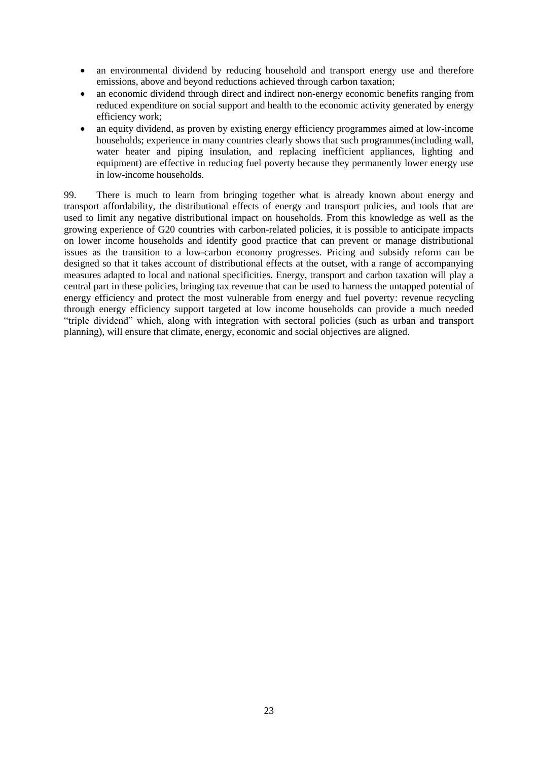- an environmental dividend by reducing household and transport energy use and therefore emissions, above and beyond reductions achieved through carbon taxation;
- an economic dividend through direct and indirect non-energy economic benefits ranging from reduced expenditure on social support and health to the economic activity generated by energy efficiency work;
- an equity dividend, as proven by existing energy efficiency programmes aimed at low-income households; experience in many countries clearly shows that such programmes(including wall, water heater and piping insulation, and replacing inefficient appliances, lighting and equipment) are effective in reducing fuel poverty because they permanently lower energy use in low-income households.

99. There is much to learn from bringing together what is already known about energy and transport affordability, the distributional effects of energy and transport policies, and tools that are used to limit any negative distributional impact on households. From this knowledge as well as the growing experience of G20 countries with carbon-related policies, it is possible to anticipate impacts on lower income households and identify good practice that can prevent or manage distributional issues as the transition to a low-carbon economy progresses. Pricing and subsidy reform can be designed so that it takes account of distributional effects at the outset, with a range of accompanying measures adapted to local and national specificities. Energy, transport and carbon taxation will play a central part in these policies, bringing tax revenue that can be used to harness the untapped potential of energy efficiency and protect the most vulnerable from energy and fuel poverty: revenue recycling through energy efficiency support targeted at low income households can provide a much needed "triple dividend" which, along with integration with sectoral policies (such as urban and transport planning), will ensure that climate, energy, economic and social objectives are aligned.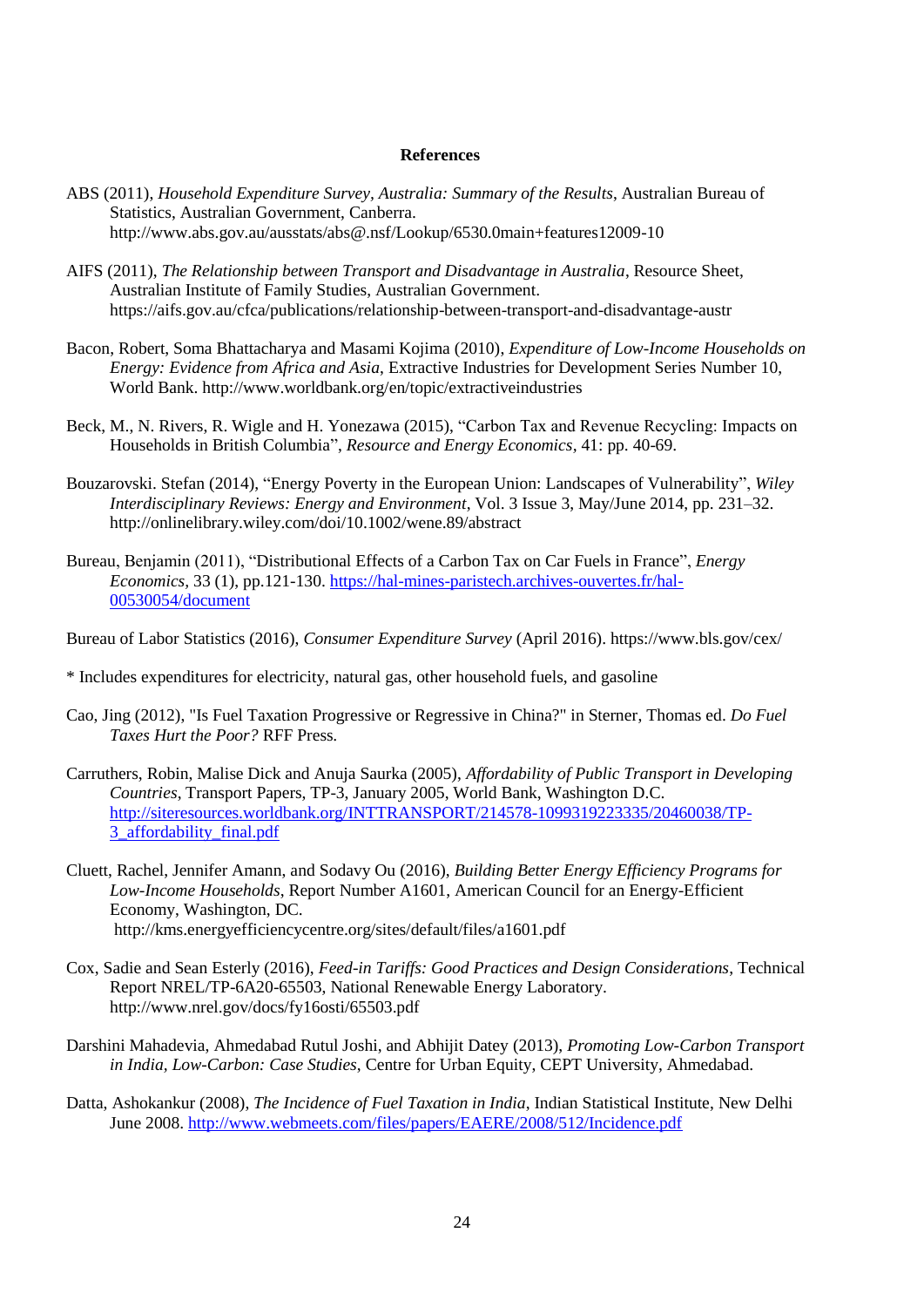**References**

ABS (2011), *Household Expenditure Survey, Australia: Summary of the Results*, Australian Bureau of Statistics, Australian Government, Canberra. http://www.abs.gov.au/ausstats/abs@.nsf/Lookup/6530.0main+features12009-10

AIFS (2011), *The Relationship between Transport and Disadvantage in Australia*, Resource Sheet, Australian Institute of Family Studies, Australian Government. https://aifs.gov.au/cfca/publications/relationship-between-transport-and-disadvantage-austr

Bacon, Robert, Soma Bhattacharya and Masami Kojima (2010), *Expenditure of Low-Income Households on Energy: Evidence from Africa and Asia*, Extractive Industries for Development Series Number 10, World Bank. http://www.worldbank.org/en/topic/extractiveindustries

Beck, M., N. Rivers, R. Wigle and H. Yonezawa (2015), "Carbon Tax and Revenue Recycling: Impacts on Households in British Columbia", *Resource and Energy Economics*, 41: pp. 40-69.

Bouzarovski. Stefan (2014), "Energy Poverty in the European Union: Landscapes of Vulnerability", *Wiley Interdisciplinary Reviews: Energy and Environment*, Vol. 3 Issue 3, May/June 2014, pp. 231–32. http://onlinelibrary.wiley.com/doi/10.1002/wene.89/abstract

Bureau, Benjamin (2011), "Distributional Effects of a Carbon Tax on Car Fuels in France", *Energy Economics*, 33 (1), pp.121-130. https://hal-mines-paristech.archives-ouvertes.fr/hal-00530054/document

Bureau of Labor Statistics (2016), *Consumer Expenditure Survey* (April 2016). https://www.bls.gov/cex/

* Includes expenditures for electricity, natural gas, other household fuels, and gasoline

Cao, Jing (2012), "Is Fuel Taxation Progressive or Regressive in China?" in Sterner, Thomas ed. *Do Fuel Taxes Hurt the Poor?* RFF Press.

Carruthers, Robin, Malise Dick and Anuja Saurka (2005), *Affordability of Public Transport in Developing Countries*, Transport Papers, TP-3, January 2005, World Bank, Washington D.C. http://siteresources.worldbank.org/INTTRANSPORT/214578-1099319223335/20460038/TP-3_affordability_final.pdf

Cluett, Rachel, Jennifer Amann, and Sodavy Ou (2016), *Building Better Energy Efficiency Programs for Low-Income Households*, Report Number A1601, American Council for an Energy-Efficient Economy, Washington, DC. http://kms.energyefficiencycentre.org/sites/default/files/a1601.pdf

Cox, Sadie and Sean Esterly (2016), *Feed-in Tariffs: Good Practices and Design Considerations*, Technical Report NREL/TP-6A20-65503, National Renewable Energy Laboratory. http://www.nrel.gov/docs/fy16osti/65503.pdf

Darshini Mahadevia, Ahmedabad Rutul Joshi, and Abhijit Datey (2013), *Promoting Low-Carbon Transport in India, Low-Carbon: Case Studies*, Centre for Urban Equity, CEPT University, Ahmedabad.

Datta, Ashokankur (2008), *The Incidence of Fuel Taxation in India*, Indian Statistical Institute, New Delhi June 2008. http://www.webmeets.com/files/papers/EAERE/2008/512/Incidence.pdf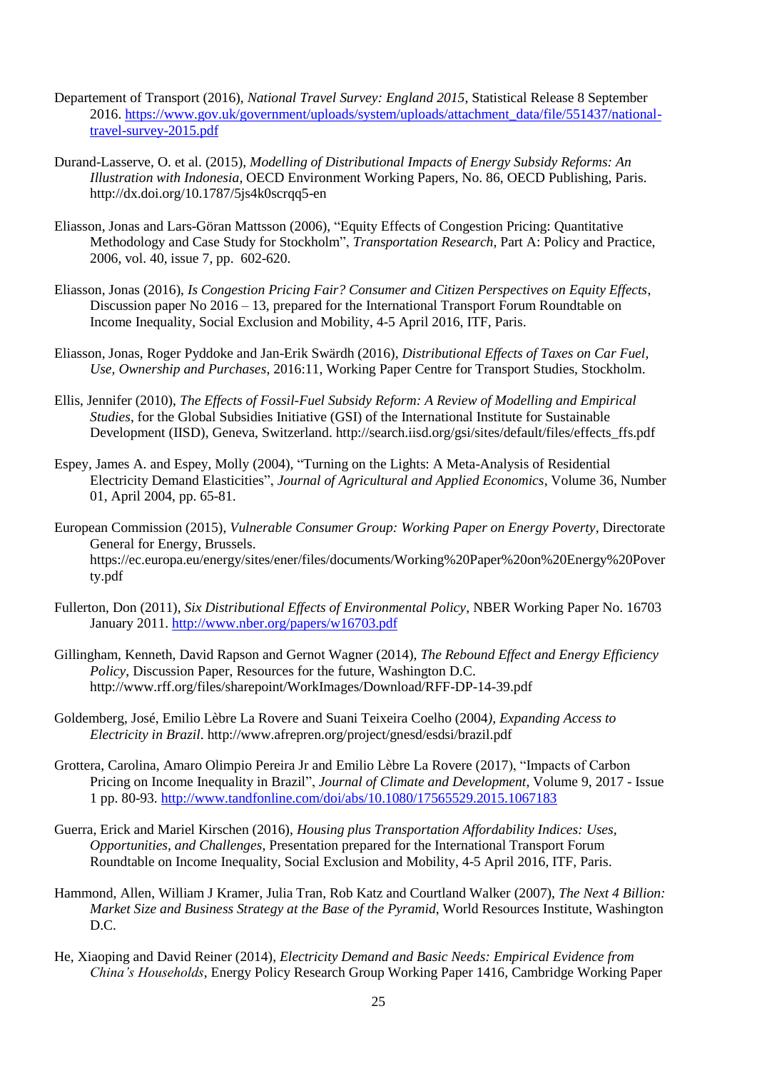Departement of Transport (2016), *National Travel Survey: England 2015*, Statistical Release 8 September 2016. https://www.gov.uk/government/uploads/system/uploads/attachment_data/file/551437/national-travel-survey-2015.pdf

Durand-Lasserve, O. et al. (2015), *Modelling of Distributional Impacts of Energy Subsidy Reforms: An Illustration with Indonesia*, OECD Environment Working Papers, No. 86, OECD Publishing, Paris. http://dx.doi.org/10.1787/5js4k0scrqq5-en

Eliasson, Jonas and Lars-Göran Mattsson (2006), "Equity Effects of Congestion Pricing: Quantitative Methodology and Case Study for Stockholm", *Transportation Research*, Part A: Policy and Practice, 2006, vol. 40, issue 7, pp. 602-620.

Eliasson, Jonas (2016), *Is Congestion Pricing Fair? Consumer and Citizen Perspectives on Equity Effects*, Discussion paper No 2016 – 13, prepared for the International Transport Forum Roundtable on Income Inequality, Social Exclusion and Mobility, 4-5 April 2016, ITF, Paris.

Eliasson, Jonas, Roger Pyddoke and Jan-Erik Swärdh (2016), *Distributional Effects of Taxes on Car Fuel, Use, Ownership and Purchases*, 2016:11, Working Paper Centre for Transport Studies, Stockholm.

Ellis, Jennifer (2010), *The Effects of Fossil-Fuel Subsidy Reform: A Review of Modelling and Empirical Studies*, for the Global Subsidies Initiative (GSI) of the International Institute for Sustainable Development (IISD), Geneva, Switzerland. http://search.iisd.org/gsi/sites/default/files/effects_ffs.pdf

Espey, James A. and Espey, Molly (2004), "Turning on the Lights: A Meta-Analysis of Residential Electricity Demand Elasticities", *Journal of Agricultural and Applied Economics*, Volume 36, Number 01, April 2004, pp. 65-81.

European Commission (2015), *Vulnerable Consumer Group: Working Paper on Energy Poverty*, Directorate General for Energy, Brussels. https://ec.europa.eu/energy/sites/ener/files/documents/Working%20Paper%20on%20Energy%20Poverty.pdf

Fullerton, Don (2011), *Six Distributional Effects of Environmental Policy*, NBER Working Paper No. 16703 January 2011. http://www.nber.org/papers/w16703.pdf

Gillingham, Kenneth, David Rapson and Gernot Wagner (2014), *The Rebound Effect and Energy Efficiency Policy*, Discussion Paper, Resources for the future, Washington D.C. http://www.rff.org/files/sharepoint/WorkImages/Download/RFF-DP-14-39.pdf

Goldemberg, José, Emilio Lèbre La Rovere and Suani Teixeira Coelho (2004), *Expanding Access to Electricity in Brazil*. http://www.afrepren.org/project/gnesd/esdsi/brazil.pdf

Grottera, Carolina, Amaro Olimpio Pereira Jr and Emilio Lèbre La Rovere (2017), "Impacts of Carbon Pricing on Income Inequality in Brazil", *Journal of Climate and Development*, Volume 9, 2017 - Issue 1 pp. 80-93. http://www.tandfonline.com/doi/abs/10.1080/17565529.2015.1067183

Guerra, Erick and Mariel Kirschen (2016), *Housing plus Transportation Affordability Indices: Uses, Opportunities, and Challenges*, Presentation prepared for the International Transport Forum Roundtable on Income Inequality, Social Exclusion and Mobility, 4-5 April 2016, ITF, Paris.

Hammond, Allen, William J Kramer, Julia Tran, Rob Katz and Courtland Walker (2007), *The Next 4 Billion: Market Size and Business Strategy at the Base of the Pyramid*, World Resources Institute, Washington D.C.

He, Xiaoping and David Reiner (2014), *Electricity Demand and Basic Needs: Empirical Evidence from China's Households*, Energy Policy Research Group Working Paper 1416, Cambridge Working Paper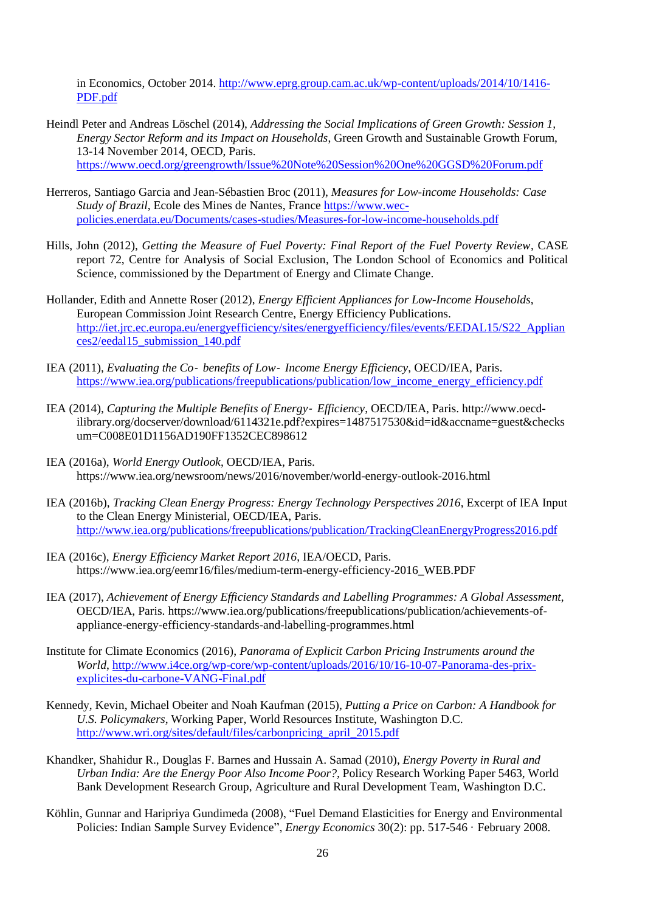in Economics, October 2014. http://www.eprg.group.cam.ac.uk/wp-content/uploads/2014/10/1416-PDF.pdf

Heindl Peter and Andreas Löschel (2014), *Addressing the Social Implications of Green Growth: Session 1, Energy Sector Reform and its Impact on Households*, Green Growth and Sustainable Growth Forum, 13-14 November 2014, OECD, Paris. https://www.oecd.org/greengrowth/Issue%20Note%20Session%20One%20GGSD%20Forum.pdf

Herreros, Santiago Garcia and Jean-Sébastien Broc (2011), *Measures for Low-income Households: Case Study of Brazil*, Ecole des Mines de Nantes, France https://www.wec-policies.enerdata.eu/Documents/cases-studies/Measures-for-low-income-households.pdf

Hills, John (2012), *Getting the Measure of Fuel Poverty: Final Report of the Fuel Poverty Review*, CASE report 72, Centre for Analysis of Social Exclusion, The London School of Economics and Political Science, commissioned by the Department of Energy and Climate Change.

Hollander, Edith and Annette Roser (2012), *Energy Efficient Appliances for Low-Income Households*, European Commission Joint Research Centre, Energy Efficiency Publications. http://iet.jrc.ec.europa.eu/energyefficiency/sites/energyefficiency/files/events/EEDAL15/S22_Appliances2/eedal15_submission_140.pdf

IEA (2011), *Evaluating the Co‑ benefits of Low‑ Income Energy Efficiency*, OECD/IEA, Paris. https://www.iea.org/publications/freepublications/publication/low_income_energy_efficiency.pdf

IEA (2014), *Capturing the Multiple Benefits of Energy‑ Efficiency*, OECD/IEA, Paris. http://www.oecd-ilibrary.org/docserver/download/6114321e.pdf?expires=1487517530&id=id&accname=guest&checksum=C008E01D1156AD190FF1352CEC898612

IEA (2016a), *World Energy Outlook*, OECD/IEA, Paris. https://www.iea.org/newsroom/news/2016/november/world-energy-outlook-2016.html

IEA (2016b), *Tracking Clean Energy Progress: Energy Technology Perspectives 2016*, Excerpt of IEA Input to the Clean Energy Ministerial, OECD/IEA, Paris. http://www.iea.org/publications/freepublications/publication/TrackingCleanEnergyProgress2016.pdf

IEA (2016c), *Energy Efficiency Market Report 2016*, IEA/OECD, Paris. https://www.iea.org/eemr16/files/medium-term-energy-efficiency-2016_WEB.PDF

IEA (2017), *Achievement of Energy Efficiency Standards and Labelling Programmes: A Global Assessment*, OECD/IEA, Paris. https://www.iea.org/publications/freepublications/publication/achievements-of-appliance-energy-efficiency-standards-and-labelling-programmes.html

Institute for Climate Economics (2016), *Panorama of Explicit Carbon Pricing Instruments around the World*, http://www.i4ce.org/wp-core/wp-content/uploads/2016/10/16-10-07-Panorama-des-prix-explicites-du-carbone-VANG-Final.pdf

Kennedy, Kevin, Michael Obeiter and Noah Kaufman (2015), *Putting a Price on Carbon: A Handbook for U.S. Policymakers*, Working Paper, World Resources Institute, Washington D.C. http://www.wri.org/sites/default/files/carbonpricing_april_2015.pdf

Khandker, Shahidur R., Douglas F. Barnes and Hussain A. Samad (2010), *Energy Poverty in Rural and Urban India: Are the Energy Poor Also Income Poor?*, Policy Research Working Paper 5463, World Bank Development Research Group, Agriculture and Rural Development Team, Washington D.C.

Köhlin, Gunnar and Haripriya Gundimeda (2008), "Fuel Demand Elasticities for Energy and Environmental Policies: Indian Sample Survey Evidence", *Energy Economics* 30(2): pp. 517-546 · February 2008.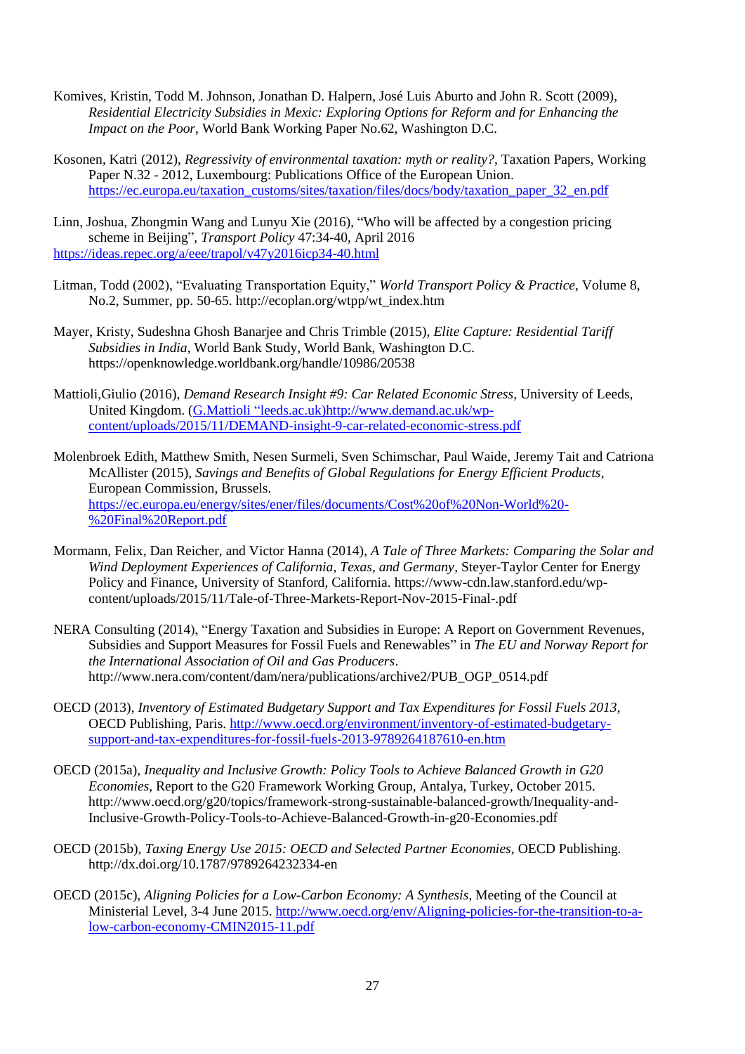Komives, Kristin, Todd M. Johnson, Jonathan D. Halpern, José Luis Aburto and John R. Scott (2009), *Residential Electricity Subsidies in Mexic: Exploring Options for Reform and for Enhancing the Impact on the Poor*, World Bank Working Paper No.62, Washington D.C.

Kosonen, Katri (2012), *Regressivity of environmental taxation: myth or reality?*, Taxation Papers, Working Paper N.32 - 2012, Luxembourg: Publications Office of the European Union. https://ec.europa.eu/taxation_customs/sites/taxation/files/docs/body/taxation_paper_32_en.pdf

Linn, Joshua, Zhongmin Wang and Lunyu Xie (2016), "Who will be affected by a congestion pricing scheme in Beijing", *Transport Policy* 47:34-40, April 2016 https://ideas.repec.org/a/eee/trapol/v47y2016icp34-40.html

Litman, Todd (2002), "Evaluating Transportation Equity," *World Transport Policy & Practice*, Volume 8, No.2, Summer, pp. 50-65. http://ecoplan.org/wtpp/wt_index.htm

Mayer, Kristy, Sudeshna Ghosh Banarjee and Chris Trimble (2015), *Elite Capture: Residential Tariff Subsidies in India*, World Bank Study, World Bank, Washington D.C. https://openknowledge.worldbank.org/handle/10986/20538

Mattioli,Giulio (2016), *Demand Research Insight #9: Car Related Economic Stress*, University of Leeds, United Kingdom. (G.Mattioli "leeds.ac.uk)http://www.demand.ac.uk/wp-content/uploads/2015/11/DEMAND-insight-9-car-related-economic-stress.pdf

Molenbroek Edith, Matthew Smith, Nesen Surmeli, Sven Schimschar, Paul Waide, Jeremy Tait and Catriona McAllister (2015), *Savings and Benefits of Global Regulations for Energy Efficient Products*, European Commission, Brussels. https://ec.europa.eu/energy/sites/ener/files/documents/Cost%20of%20Non-World%20-%20Final%20Report.pdf

Mormann, Felix, Dan Reicher, and Victor Hanna (2014), *A Tale of Three Markets: Comparing the Solar and Wind Deployment Experiences of California, Texas, and Germany*, Steyer-Taylor Center for Energy Policy and Finance, University of Stanford, California. https://www-cdn.law.stanford.edu/wp-content/uploads/2015/11/Tale-of-Three-Markets-Report-Nov-2015-Final-.pdf

NERA Consulting (2014), "Energy Taxation and Subsidies in Europe: A Report on Government Revenues, Subsidies and Support Measures for Fossil Fuels and Renewables" in *The EU and Norway Report for the International Association of Oil and Gas Producers*. http://www.nera.com/content/dam/nera/publications/archive2/PUB_OGP_0514.pdf

OECD (2013), *Inventory of Estimated Budgetary Support and Tax Expenditures for Fossil Fuels 2013*, OECD Publishing, Paris. http://www.oecd.org/environment/inventory-of-estimated-budgetary-support-and-tax-expenditures-for-fossil-fuels-2013-9789264187610-en.htm

OECD (2015a), *Inequality and Inclusive Growth: Policy Tools to Achieve Balanced Growth in G20 Economies*, Report to the G20 Framework Working Group, Antalya, Turkey, October 2015. http://www.oecd.org/g20/topics/framework-strong-sustainable-balanced-growth/Inequality-and-Inclusive-Growth-Policy-Tools-to-Achieve-Balanced-Growth-in-g20-Economies.pdf

OECD (2015b), *Taxing Energy Use 2015: OECD and Selected Partner Economies*, OECD Publishing. http://dx.doi.org/10.1787/9789264232334-en

OECD (2015c), *Aligning Policies for a Low-Carbon Economy: A Synthesis*, Meeting of the Council at Ministerial Level, 3-4 June 2015. http://www.oecd.org/env/Aligning-policies-for-the-transition-to-a-low-carbon-economy-CMIN2015-11.pdf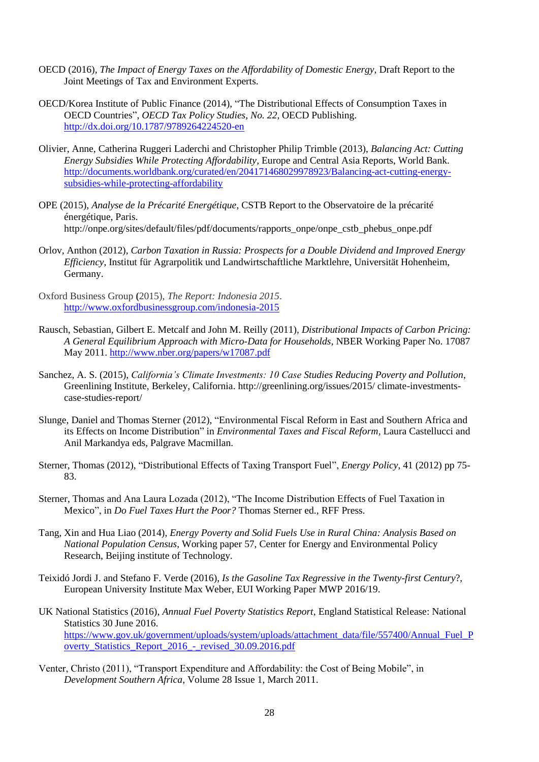OECD (2016), *The Impact of Energy Taxes on the Affordability of Domestic Energy*, Draft Report to the Joint Meetings of Tax and Environment Experts.

OECD/Korea Institute of Public Finance (2014), "The Distributional Effects of Consumption Taxes in OECD Countries", *OECD Tax Policy Studies, No. 22*, OECD Publishing. http://dx.doi.org/10.1787/9789264224520-en

Olivier, Anne, Catherina Ruggeri Laderchi and Christopher Philip Trimble (2013), *Balancing Act: Cutting Energy Subsidies While Protecting Affordability*, Europe and Central Asia Reports, World Bank. http://documents.worldbank.org/curated/en/204171468029978923/Balancing-act-cutting-energy-subsidies-while-protecting-affordability

OPE (2015), *Analyse de la Précarité Energétique*, CSTB Report to the Observatoire de la précarité énergétique, Paris. http://onpe.org/sites/default/files/pdf/documents/rapports_onpe/onpe_cstb_phebus_onpe.pdf

Orlov, Anthon (2012), *Carbon Taxation in Russia: Prospects for a Double Dividend and Improved Energy Efficiency*, Institut für Agrarpolitik und Landwirtschaftliche Marktlehre, Universität Hohenheim, Germany.

Oxford Business Group (2015), *The Report: Indonesia 2015*. http://www.oxfordbusinessgroup.com/indonesia-2015

Rausch, Sebastian, Gilbert E. Metcalf and John M. Reilly (2011), *Distributional Impacts of Carbon Pricing: A General Equilibrium Approach with Micro-Data for Households*, NBER Working Paper No. 17087 May 2011. http://www.nber.org/papers/w17087.pdf

Sanchez, A. S. (2015), *California's Climate Investments: 10 Case Studies Reducing Poverty and Pollution*, Greenlining Institute, Berkeley, California. http://greenlining.org/issues/2015/ climate-investments-case-studies-report/

Slunge, Daniel and Thomas Sterner (2012), "Environmental Fiscal Reform in East and Southern Africa and its Effects on Income Distribution" in *Environmental Taxes and Fiscal Reform*, Laura Castellucci and Anil Markandya eds, Palgrave Macmillan.

Sterner, Thomas (2012), "Distributional Effects of Taxing Transport Fuel", *Energy Policy*, 41 (2012) pp 75-83.

Sterner, Thomas and Ana Laura Lozada (2012), "The Income Distribution Effects of Fuel Taxation in Mexico", in *Do Fuel Taxes Hurt the Poor?* Thomas Sterner ed., RFF Press.

Tang, Xin and Hua Liao (2014), *Energy Poverty and Solid Fuels Use in Rural China: Analysis Based on National Population Census*, Working paper 57, Center for Energy and Environmental Policy Research, Beijing institute of Technology.

Teixidó Jordi J. and Stefano F. Verde (2016), *Is the Gasoline Tax Regressive in the Twenty-first Century*?, European University Institute Max Weber, EUI Working Paper MWP 2016/19.

UK National Statistics (2016), *Annual Fuel Poverty Statistics Report*, England Statistical Release: National Statistics 30 June 2016. https://www.gov.uk/government/uploads/system/uploads/attachment_data/file/557400/Annual_Fuel_Poverty_Statistics_Report_2016_-_revised_30.09.2016.pdf

Venter, Christo (2011), "Transport Expenditure and Affordability: the Cost of Being Mobile", in *Development Southern Africa*, Volume 28 Issue 1, March 2011.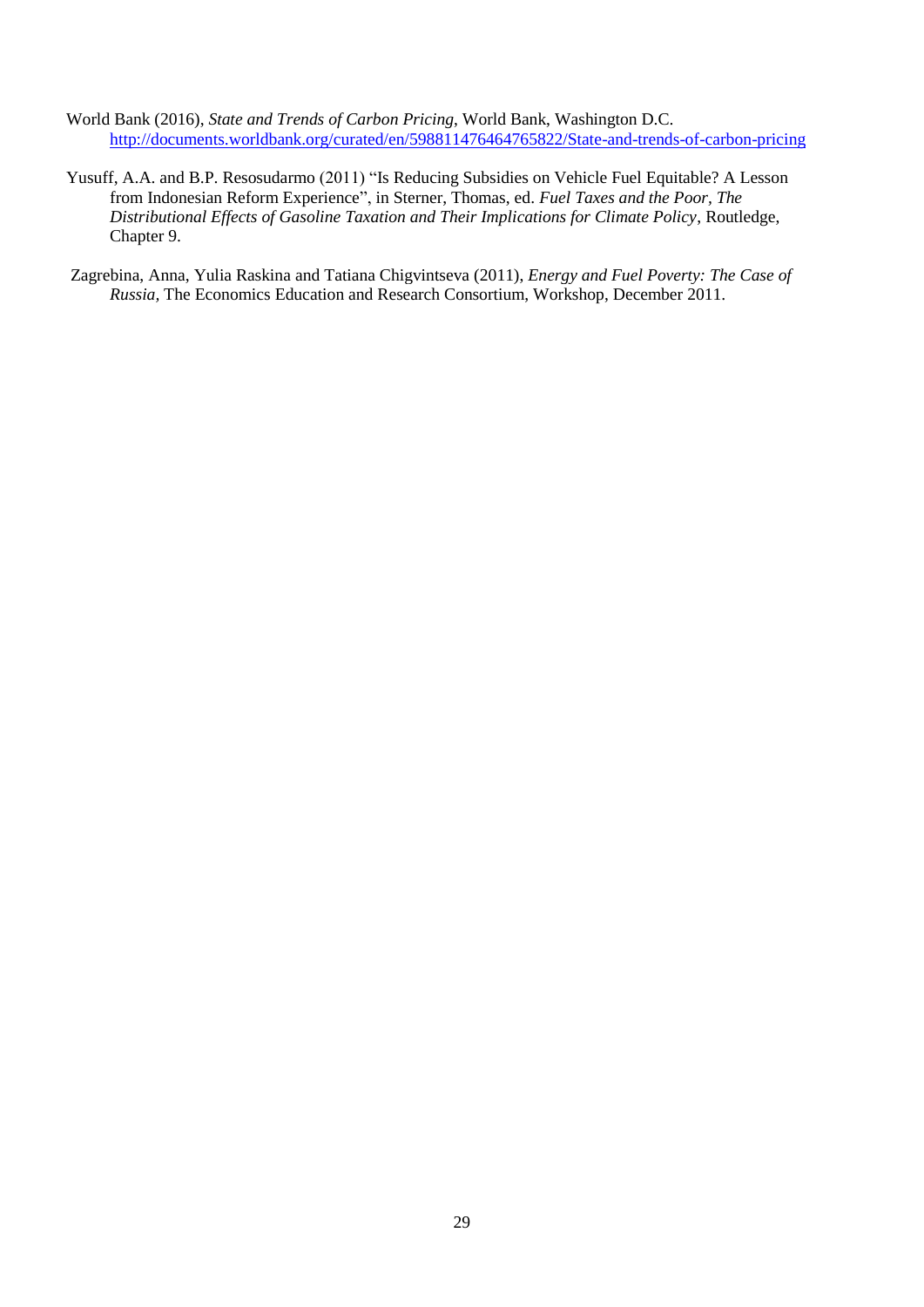World Bank (2016), *State and Trends of Carbon Pricing*, World Bank, Washington D.C. http://documents.worldbank.org/curated/en/598811476464765822/State-and-trends-of-carbon-pricing

Yusuff, A.A. and B.P. Resosudarmo (2011) "Is Reducing Subsidies on Vehicle Fuel Equitable? A Lesson from Indonesian Reform Experience", in Sterner, Thomas, ed. *Fuel Taxes and the Poor, The Distributional Effects of Gasoline Taxation and Their Implications for Climate Policy*, Routledge, Chapter 9.

Zagrebina, Anna, Yulia Raskina and Tatiana Chigvintseva (2011), *Energy and Fuel Poverty: The Case of Russia*, The Economics Education and Research Consortium, Workshop, December 2011.